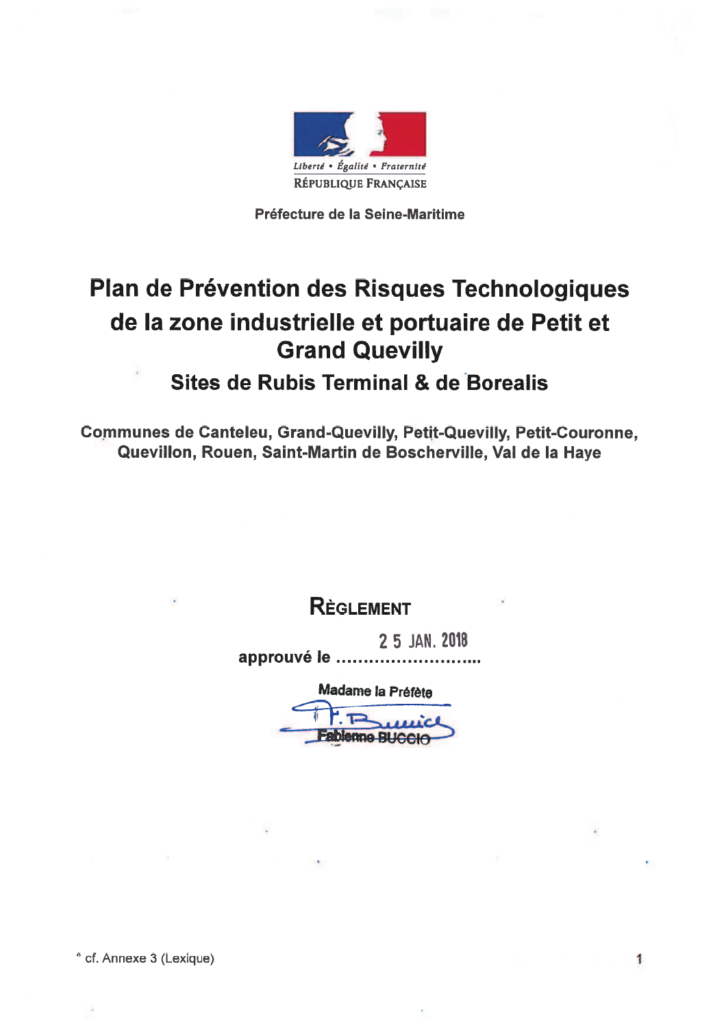Liberté • Égalité • Fraternité

RÉPUBLIQUE FRANÇAISE

Préfecture de la Seine-Maritime

# Plan de Prévention des Risques Technologiques de la zone industrielle et portuaire de Petit et Grand Quevilly

## Sites de Rubis Terminal & de Borealis

**Communes de Canteleu, Grand-Quevilly, Petit-Quevilly, Petit-Couronne, Quevillon, Rouen, Saint-Martin de Boscherville, Val de la Haye**

## RÈGLEMENT

**approuvé le** 25 JAN. 2018

**Madame la Préfète**

Fabienne BUCCIO

* cf. Annexe 3 (Lexique)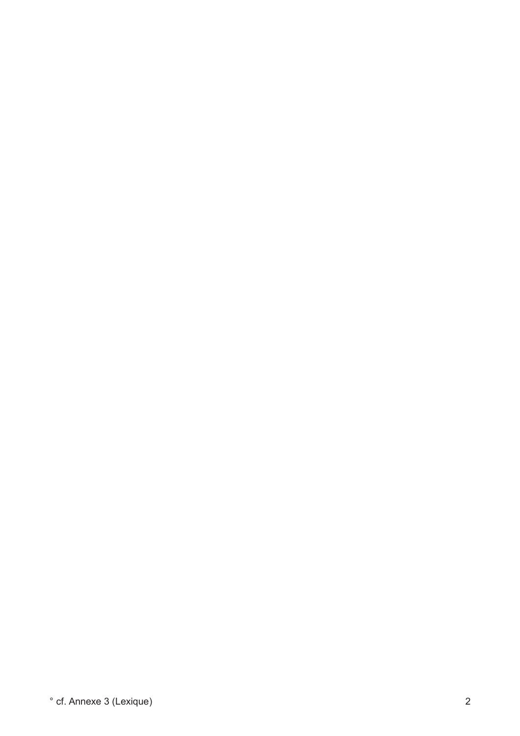° cf. Annexe 3 (Lexique)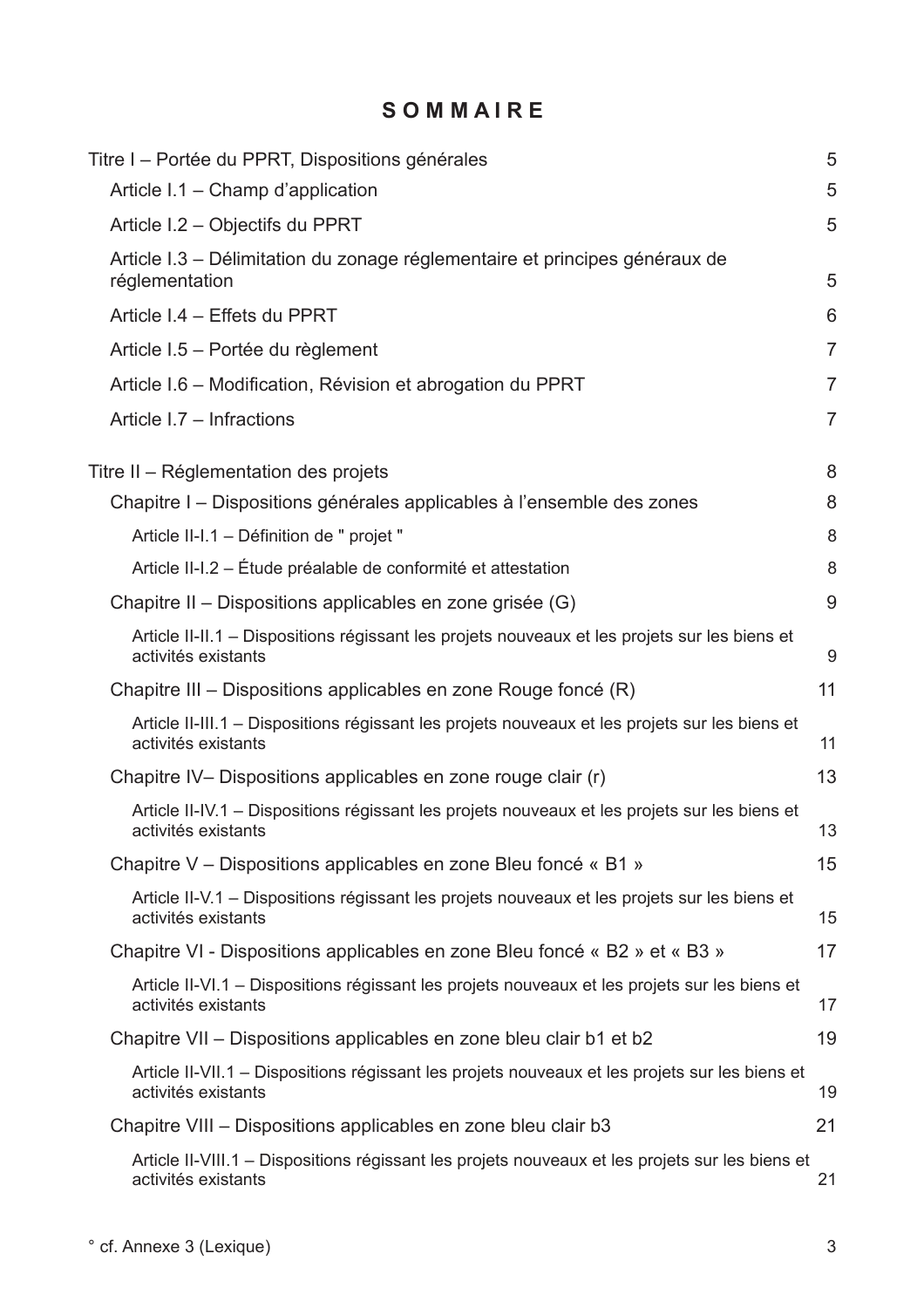# SOMMAIRE

| | |
|---|---|
| Titre I – Portée du PPRT, Dispositions générales | 5 |
| Article I.1 – Champ d'application | 5 |
| Article I.2 – Objectifs du PPRT | 5 |
| Article I.3 – Délimitation du zonage réglementaire et principes généraux de réglementation | 5 |
| Article I.4 – Effets du PPRT | 6 |
| Article I.5 – Portée du règlement | 7 |
| Article I.6 – Modification, Révision et abrogation du PPRT | 7 |
| Article I.7 – Infractions | 7 |
| Titre II – Réglementation des projets | 8 |
| Chapitre I – Dispositions générales applicables à l'ensemble des zones | 8 |
| Article II-I.1 – Définition de " projet " | 8 |
| Article II-I.2 – Étude préalable de conformité et attestation | 8 |
| Chapitre II – Dispositions applicables en zone grisée (G) | 9 |
| Article II-II.1 – Dispositions régissant les projets nouveaux et les projets sur les biens et activités existants | 9 |
| Chapitre III – Dispositions applicables en zone Rouge foncé (R) | 11 |
| Article II-III.1 – Dispositions régissant les projets nouveaux et les projets sur les biens et activités existants | 11 |
| Chapitre IV– Dispositions applicables en zone rouge clair (r) | 13 |
| Article II-IV.1 – Dispositions régissant les projets nouveaux et les projets sur les biens et activités existants | 13 |
| Chapitre V – Dispositions applicables en zone Bleu foncé « B1 » | 15 |
| Article II-V.1 – Dispositions régissant les projets nouveaux et les projets sur les biens et activités existants | 15 |
| Chapitre VI - Dispositions applicables en zone Bleu foncé « B2 » et « B3 » | 17 |
| Article II-VI.1 – Dispositions régissant les projets nouveaux et les projets sur les biens et activités existants | 17 |
| Chapitre VII – Dispositions applicables en zone bleu clair b1 et b2 | 19 |
| Article II-VII.1 – Dispositions régissant les projets nouveaux et les projets sur les biens et activités existants | 19 |
| Chapitre VIII – Dispositions applicables en zone bleu clair b3 | 21 |
| Article II-VIII.1 – Dispositions régissant les projets nouveaux et les projets sur les biens et activités existants | 21 |

° cf. Annexe 3 (Lexique)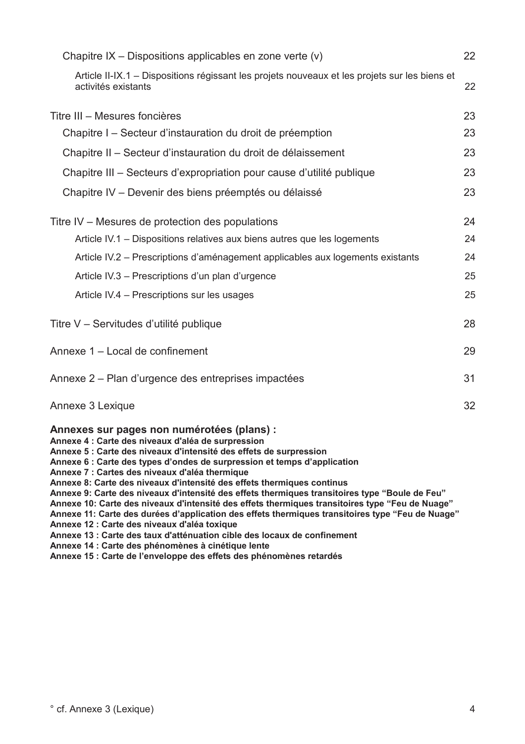Chapitre IX – Dispositions applicables en zone verte (v) 22

Article II-IX.1 – Dispositions régissant les projets nouveaux et les projets sur les biens et activités existants 22

Titre III – Mesures foncières 23

Chapitre I – Secteur d'instauration du droit de préemption 23

Chapitre II – Secteur d'instauration du droit de délaissement 23

Chapitre III – Secteurs d'expropriation pour cause d'utilité publique 23

Chapitre IV – Devenir des biens préemptés ou délaissé 23

Titre IV – Mesures de protection des populations 24

Article IV.1 – Dispositions relatives aux biens autres que les logements 24

Article IV.2 – Prescriptions d'aménagement applicables aux logements existants 24

Article IV.3 – Prescriptions d'un plan d'urgence 25

Article IV.4 – Prescriptions sur les usages 25

Titre V – Servitudes d'utilité publique 28

Annexe 1 – Local de confinement 29

Annexe 2 – Plan d'urgence des entreprises impactées 31

Annexe 3 Lexique 32

**Annexes sur pages non numérotées (plans) :**

**Annexe 4 : Carte des niveaux d'aléa de surpression**
**Annexe 5 : Carte des niveaux d'intensité des effets de surpression**
**Annexe 6 : Carte des types d'ondes de surpression et temps d'application**
**Annexe 7 : Cartes des niveaux d'aléa thermique**
**Annexe 8: Carte des niveaux d'intensité des effets thermiques continus**
**Annexe 9: Carte des niveaux d'intensité des effets thermiques transitoires type "Boule de Feu"**
**Annexe 10: Carte des niveaux d'intensité des effets thermiques transitoires type "Feu de Nuage"**
**Annexe 11: Carte des durées d'application des effets thermiques transitoires type "Feu de Nuage"**
**Annexe 12 : Carte des niveaux d'aléa toxique**
**Annexe 13 : Carte des taux d'atténuation cible des locaux de confinement**
**Annexe 14 : Carte des phénomènes à cinétique lente**
**Annexe 15 : Carte de l'enveloppe des effets des phénomènes retardés**

° cf. Annexe 3 (Lexique)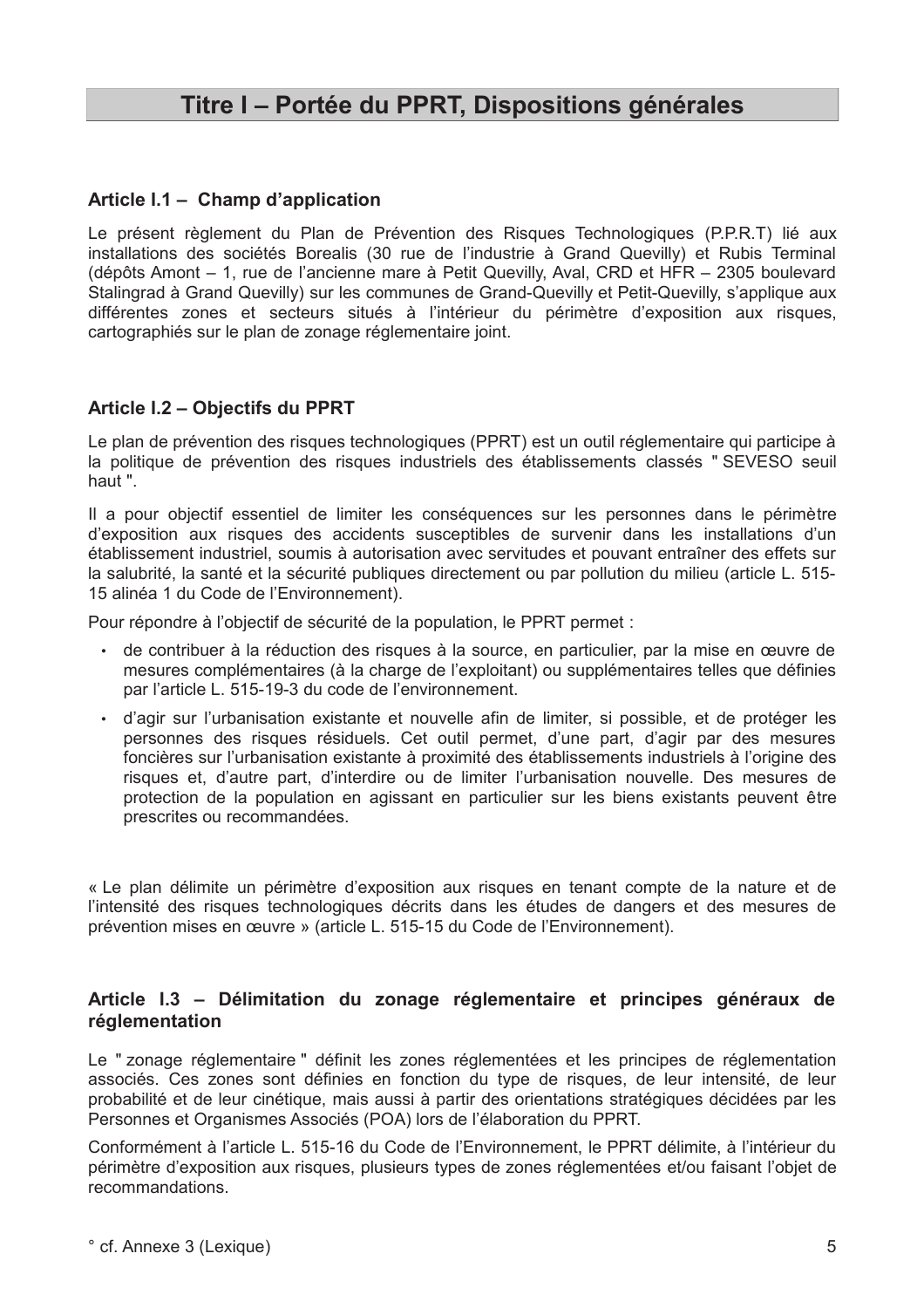# Titre I – Portée du PPRT, Dispositions générales

## Article I.1 – Champ d'application

Le présent règlement du Plan de Prévention des Risques Technologiques (P.P.R.T) lié aux installations des sociétés Borealis (30 rue de l'industrie à Grand Quevilly) et Rubis Terminal (dépôts Amont – 1, rue de l'ancienne mare à Petit Quevilly, Aval, CRD et HFR – 2305 boulevard Stalingrad à Grand Quevilly) sur les communes de Grand-Quevilly et Petit-Quevilly, s'applique aux différentes zones et secteurs situés à l'intérieur du périmètre d'exposition aux risques, cartographiés sur le plan de zonage réglementaire joint.

## Article I.2 – Objectifs du PPRT

Le plan de prévention des risques technologiques (PPRT) est un outil réglementaire qui participe à la politique de prévention des risques industriels des établissements classés " SEVESO seuil haut ".

Il a pour objectif essentiel de limiter les conséquences sur les personnes dans le périmètre d'exposition aux risques des accidents susceptibles de survenir dans les installations d'un établissement industriel, soumis à autorisation avec servitudes et pouvant entraîner des effets sur la salubrité, la santé et la sécurité publiques directement ou par pollution du milieu (article L. 515-15 alinéa 1 du Code de l'Environnement).

Pour répondre à l'objectif de sécurité de la population, le PPRT permet :

- de contribuer à la réduction des risques à la source, en particulier, par la mise en œuvre de mesures complémentaires (à la charge de l'exploitant) ou supplémentaires telles que définies par l'article L. 515-19-3 du code de l'environnement.
- d'agir sur l'urbanisation existante et nouvelle afin de limiter, si possible, et de protéger les personnes des risques résiduels. Cet outil permet, d'une part, d'agir par des mesures foncières sur l'urbanisation existante à proximité des établissements industriels à l'origine des risques et, d'autre part, d'interdire ou de limiter l'urbanisation nouvelle. Des mesures de protection de la population en agissant en particulier sur les biens existants peuvent être prescrites ou recommandées.

« Le plan délimite un périmètre d'exposition aux risques en tenant compte de la nature et de l'intensité des risques technologiques décrits dans les études de dangers et des mesures de prévention mises en œuvre » (article L. 515-15 du Code de l'Environnement).

## Article I.3 – Délimitation du zonage réglementaire et principes généraux de réglementation

Le " zonage réglementaire " définit les zones réglementées et les principes de réglementation associés. Ces zones sont définies en fonction du type de risques, de leur intensité, de leur probabilité et de leur cinétique, mais aussi à partir des orientations stratégiques décidées par les Personnes et Organismes Associés (POA) lors de l'élaboration du PPRT.

Conformément à l'article L. 515-16 du Code de l'Environnement, le PPRT délimite, à l'intérieur du périmètre d'exposition aux risques, plusieurs types de zones réglementées et/ou faisant l'objet de recommandations.

° cf. Annexe 3 (Lexique)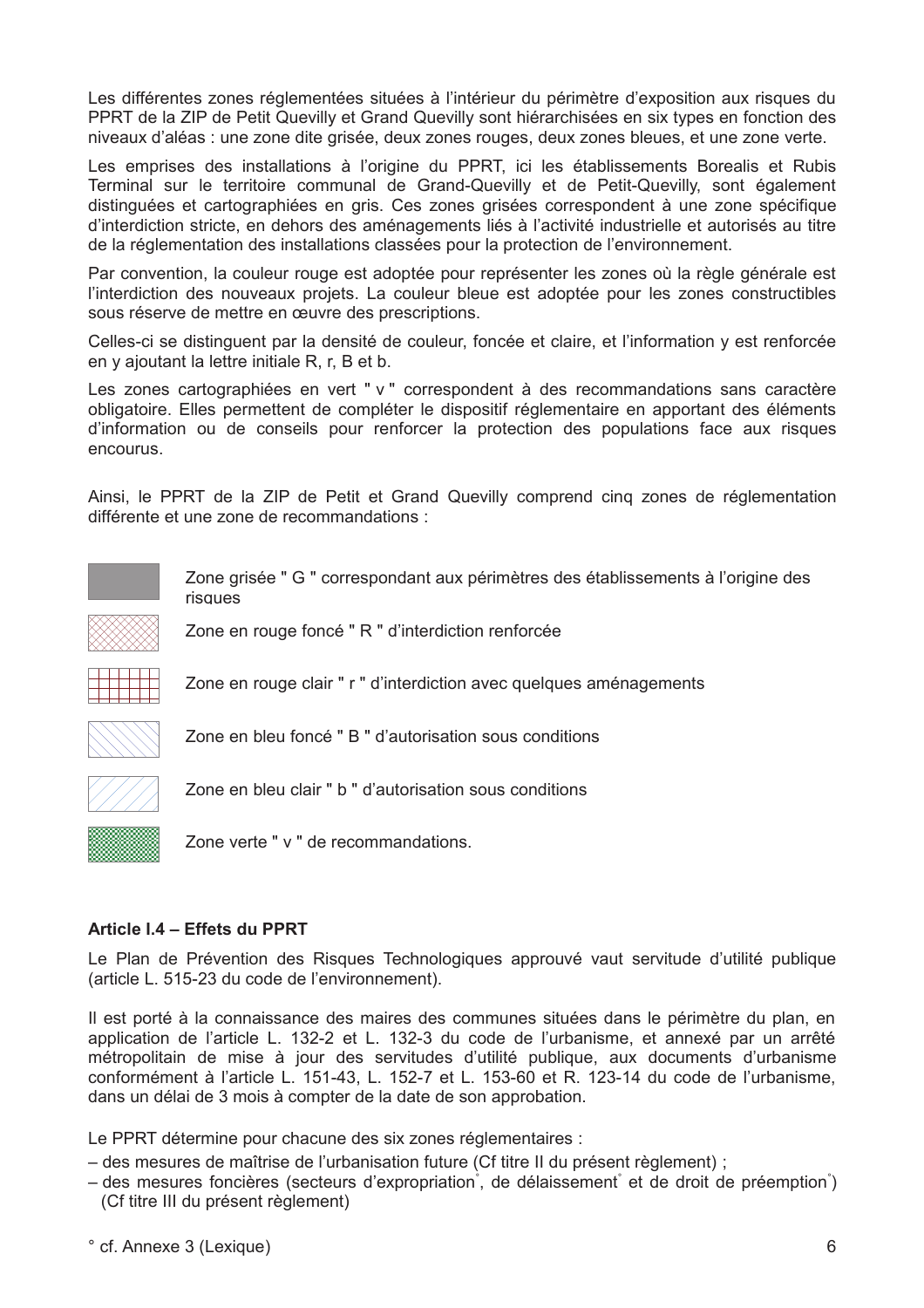Les différentes zones réglementées situées à l'intérieur du périmètre d'exposition aux risques du PPRT de la ZIP de Petit Quevilly et Grand Quevilly sont hiérarchisées en six types en fonction des niveaux d'aléas : une zone dite grisée, deux zones rouges, deux zones bleues, et une zone verte.

Les emprises des installations à l'origine du PPRT, ici les établissements Borealis et Rubis Terminal sur le territoire communal de Grand-Quevilly et de Petit-Quevilly, sont également distinguées et cartographiées en gris. Ces zones grisées correspondent à une zone spécifique d'interdiction stricte, en dehors des aménagements liés à l'activité industrielle et autorisés au titre de la réglementation des installations classées pour la protection de l'environnement.

Par convention, la couleur rouge est adoptée pour représenter les zones où la règle générale est l'interdiction des nouveaux projets. La couleur bleue est adoptée pour les zones constructibles sous réserve de mettre en œuvre des prescriptions.

Celles-ci se distinguent par la densité de couleur, foncée et claire, et l'information y est renforcée en y ajoutant la lettre initiale R, r, B et b.

Les zones cartographiées en vert " v " correspondent à des recommandations sans caractère obligatoire. Elles permettent de compléter le dispositif réglementaire en apportant des éléments d'information ou de conseils pour renforcer la protection des populations face aux risques encourus.

Ainsi, le PPRT de la ZIP de Petit et Grand Quevilly comprend cinq zones de réglementation différente et une zone de recommandations :

- Zone grisée " G " correspondant aux périmètres des établissements à l'origine des risques
- Zone en rouge foncé " R " d'interdiction renforcée
- Zone en rouge clair " r " d'interdiction avec quelques aménagements
- Zone en bleu foncé " B " d'autorisation sous conditions
- Zone en bleu clair " b " d'autorisation sous conditions
- Zone verte " v " de recommandations.

**Article I.4 – Effets du PPRT**

Le Plan de Prévention des Risques Technologiques approuvé vaut servitude d'utilité publique (article L. 515-23 du code de l'environnement).

Il est porté à la connaissance des maires des communes situées dans le périmètre du plan, en application de l'article L. 132-2 et L. 132-3 du code de l'urbanisme, et annexé par un arrêté métropolitain de mise à jour des servitudes d'utilité publique, aux documents d'urbanisme conformément à l'article L. 151-43, L. 152-7 et L. 153-60 et R. 123-14 du code de l'urbanisme, dans un délai de 3 mois à compter de la date de son approbation.

Le PPRT détermine pour chacune des six zones réglementaires :

– des mesures de maîtrise de l'urbanisation future (Cf titre II du présent règlement) ;
– des mesures foncières (secteurs d'expropriation°, de délaissement° et de droit de préemption°) (Cf titre III du présent règlement)

° cf. Annexe 3 (Lexique)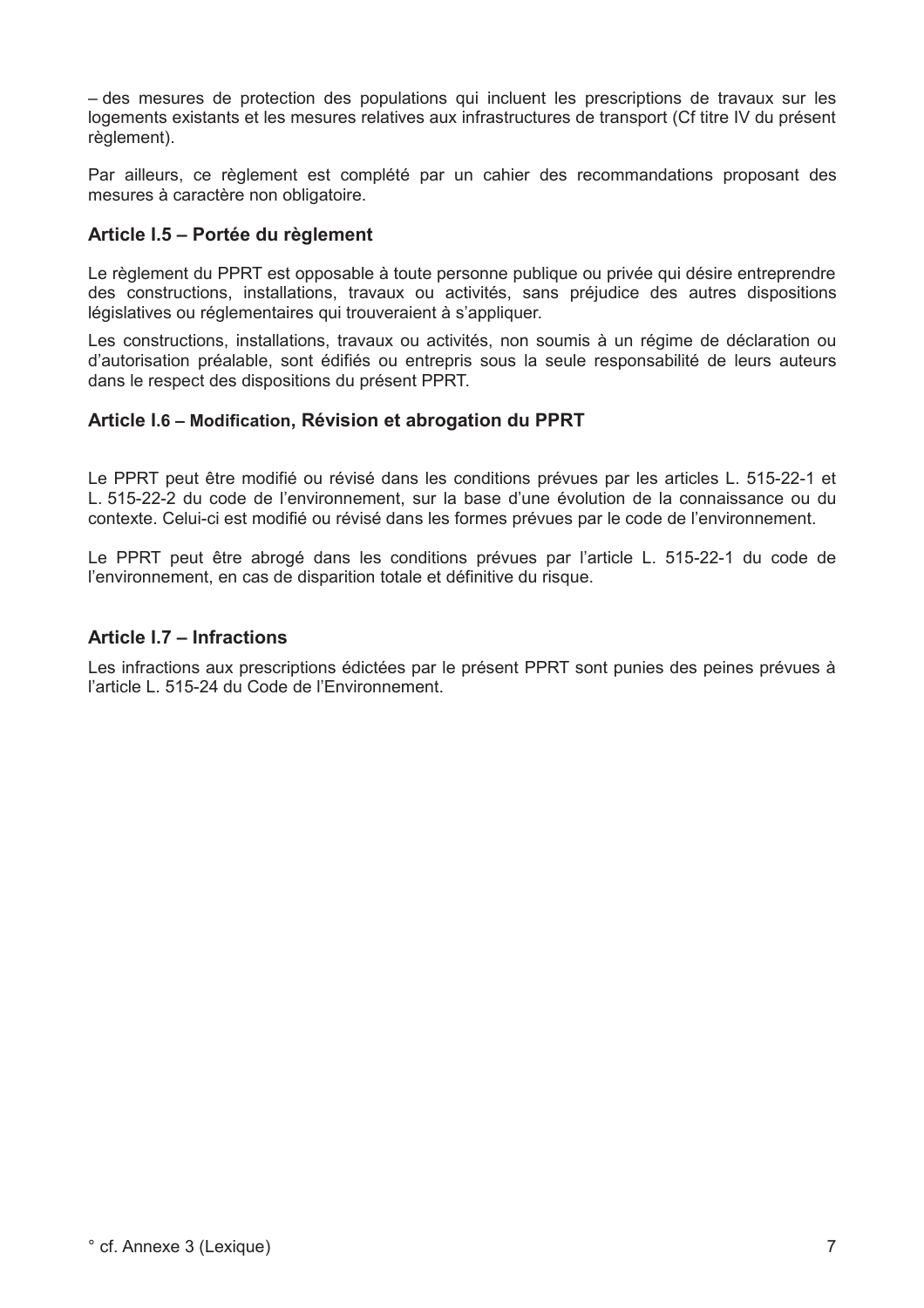– des mesures de protection des populations qui incluent les prescriptions de travaux sur les logements existants et les mesures relatives aux infrastructures de transport (Cf titre IV du présent règlement).

Par ailleurs, ce règlement est complété par un cahier des recommandations proposant des mesures à caractère non obligatoire.

### Article I.5 – Portée du règlement

Le règlement du PPRT est opposable à toute personne publique ou privée qui désire entreprendre des constructions, installations, travaux ou activités, sans préjudice des autres dispositions législatives ou réglementaires qui trouveraient à s'appliquer.

Les constructions, installations, travaux ou activités, non soumis à un régime de déclaration ou d'autorisation préalable, sont édifiés ou entrepris sous la seule responsabilité de leurs auteurs dans le respect des dispositions du présent PPRT.

### Article I.6 – Modification, Révision et abrogation du PPRT

Le PPRT peut être modifié ou révisé dans les conditions prévues par les articles L. 515-22-1 et L. 515-22-2 du code de l'environnement, sur la base d'une évolution de la connaissance ou du contexte. Celui-ci est modifié ou révisé dans les formes prévues par le code de l'environnement.

Le PPRT peut être abrogé dans les conditions prévues par l'article L. 515-22-1 du code de l'environnement, en cas de disparition totale et définitive du risque.

### Article I.7 – Infractions

Les infractions aux prescriptions édictées par le présent PPRT sont punies des peines prévues à l'article L. 515-24 du Code de l'Environnement.

° cf. Annexe 3 (Lexique)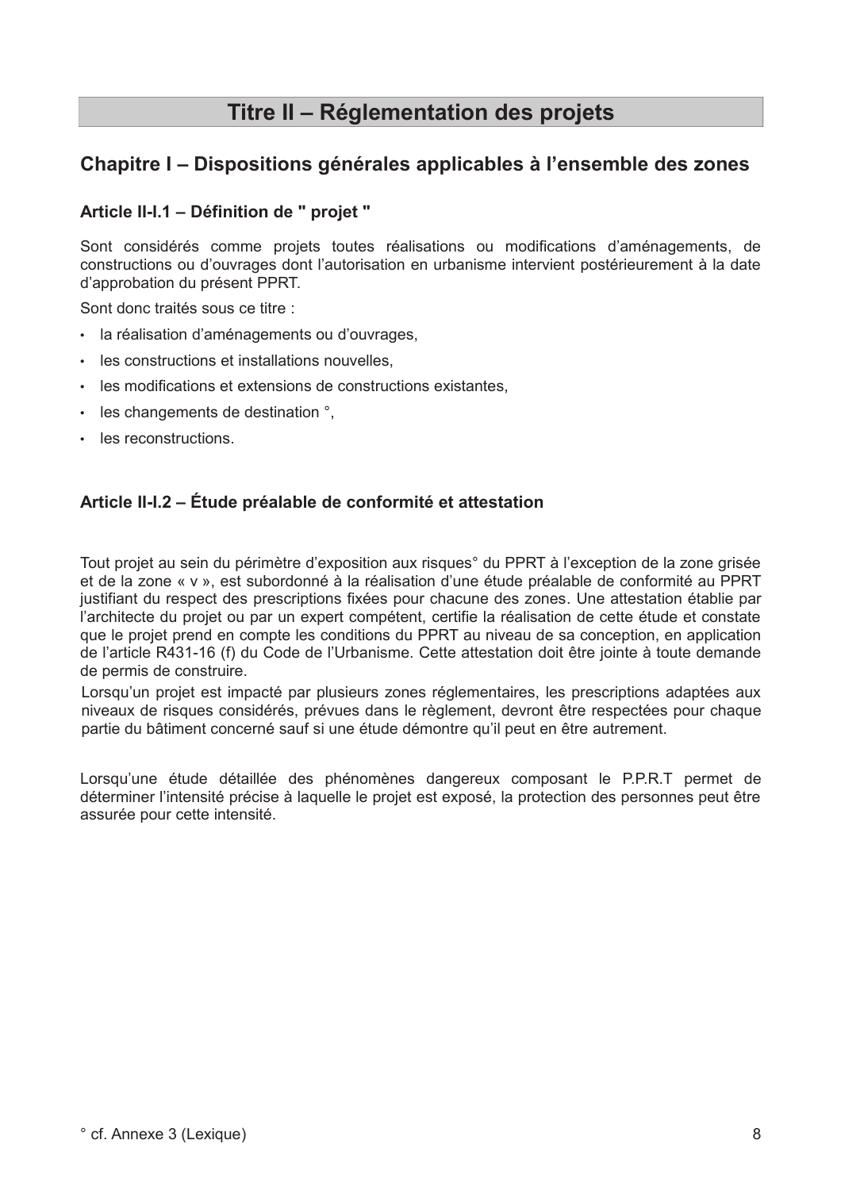# Titre II – Réglementation des projets

## Chapitre I – Dispositions générales applicables à l'ensemble des zones

### Article II-I.1 – Définition de " projet "

Sont considérés comme projets toutes réalisations ou modifications d'aménagements, de constructions ou d'ouvrages dont l'autorisation en urbanisme intervient postérieurement à la date d'approbation du présent PPRT.

Sont donc traités sous ce titre :

- la réalisation d'aménagements ou d'ouvrages,
- les constructions et installations nouvelles,
- les modifications et extensions de constructions existantes,
- les changements de destination °,
- les reconstructions.

### Article II-I.2 – Étude préalable de conformité et attestation

Tout projet au sein du périmètre d'exposition aux risques° du PPRT à l'exception de la zone grisée et de la zone « v », est subordonné à la réalisation d'une étude préalable de conformité au PPRT justifiant du respect des prescriptions fixées pour chacune des zones. Une attestation établie par l'architecte du projet ou par un expert compétent, certifie la réalisation de cette étude et constate que le projet prend en compte les conditions du PPRT au niveau de sa conception, en application de l'article R431-16 (f) du Code de l'Urbanisme. Cette attestation doit être jointe à toute demande de permis de construire.

Lorsqu'un projet est impacté par plusieurs zones réglementaires, les prescriptions adaptées aux niveaux de risques considérés, prévues dans le règlement, devront être respectées pour chaque partie du bâtiment concerné sauf si une étude démontre qu'il peut en être autrement.

Lorsqu'une étude détaillée des phénomènes dangereux composant le P.P.R.T permet de déterminer l'intensité précise à laquelle le projet est exposé, la protection des personnes peut être assurée pour cette intensité.

° cf. Annexe 3 (Lexique)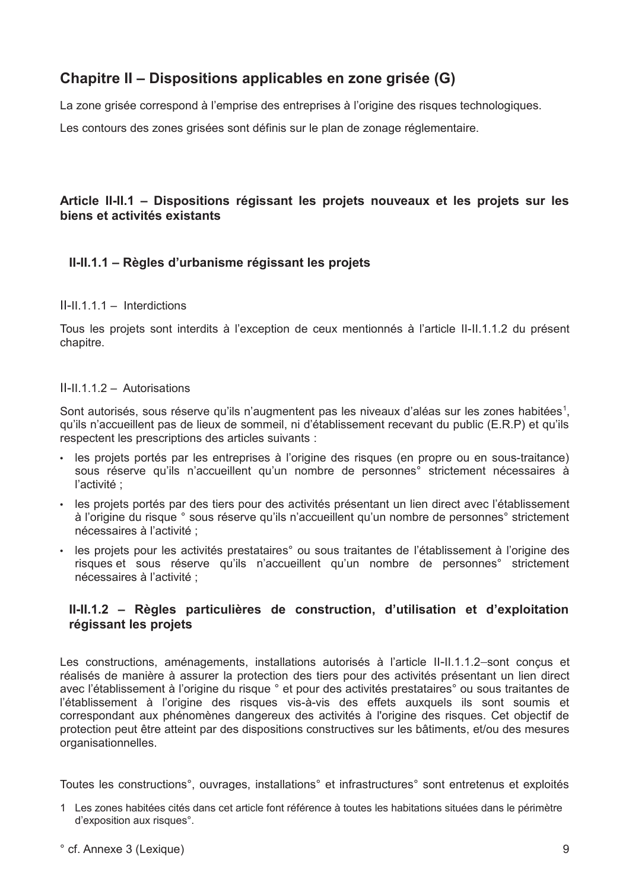## Chapitre II – Dispositions applicables en zone grisée (G)

La zone grisée correspond à l'emprise des entreprises à l'origine des risques technologiques.

Les contours des zones grisées sont définis sur le plan de zonage réglementaire.

### Article II-II.1 – Dispositions régissant les projets nouveaux et les projets sur les biens et activités existants

#### II-II.1.1 – Règles d'urbanisme régissant les projets

II-II.1.1.1 – Interdictions

Tous les projets sont interdits à l'exception de ceux mentionnés à l'article II-II.1.1.2 du présent chapitre.

II-II.1.1.2 – Autorisations

Sont autorisés, sous réserve qu'ils n'augmentent pas les niveaux d'aléas sur les zones habitées[1], qu'ils n'accueillent pas de lieux de sommeil, ni d'établissement recevant du public (E.R.P) et qu'ils respectent les prescriptions des articles suivants :

- les projets portés par les entreprises à l'origine des risques (en propre ou en sous-traitance) sous réserve qu'ils n'accueillent qu'un nombre de personnes° strictement nécessaires à l'activité ;
- les projets portés par des tiers pour des activités présentant un lien direct avec l'établissement à l'origine du risque ° sous réserve qu'ils n'accueillent qu'un nombre de personnes° strictement nécessaires à l'activité ;
- les projets pour les activités prestataires° ou sous traitantes de l'établissement à l'origine des risques et sous réserve qu'ils n'accueillent qu'un nombre de personnes° strictement nécessaires à l'activité ;

#### II-II.1.2 – Règles particulières de construction, d'utilisation et d'exploitation régissant les projets

Les constructions, aménagements, installations autorisés à l'article II-II.1.1.2–sont conçus et réalisés de manière à assurer la protection des tiers pour des activités présentant un lien direct avec l'établissement à l'origine du risque ° et pour des activités prestataires° ou sous traitantes de l'établissement à l'origine des risques vis-à-vis des effets auxquels ils sont soumis et correspondant aux phénomènes dangereux des activités à l'origine des risques. Cet objectif de protection peut être atteint par des dispositions constructives sur les bâtiments, et/ou des mesures organisationnelles.

Toutes les constructions°, ouvrages, installations° et infrastructures° sont entretenus et exploités

[1] Les zones habitées cités dans cet article font référence à toutes les habitations situées dans le périmètre d'exposition aux risques°.

° cf. Annexe 3 (Lexique)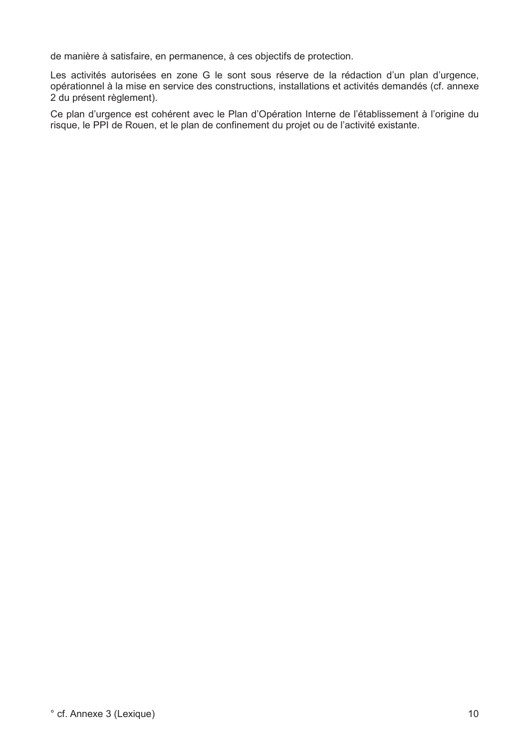de manière à satisfaire, en permanence, à ces objectifs de protection.

Les activités autorisées en zone G le sont sous réserve de la rédaction d'un plan d'urgence, opérationnel à la mise en service des constructions, installations et activités demandés (cf. annexe 2 du présent règlement).

Ce plan d'urgence est cohérent avec le Plan d'Opération Interne de l'établissement à l'origine du risque, le PPI de Rouen, et le plan de confinement du projet ou de l'activité existante.

° cf. Annexe 3 (Lexique)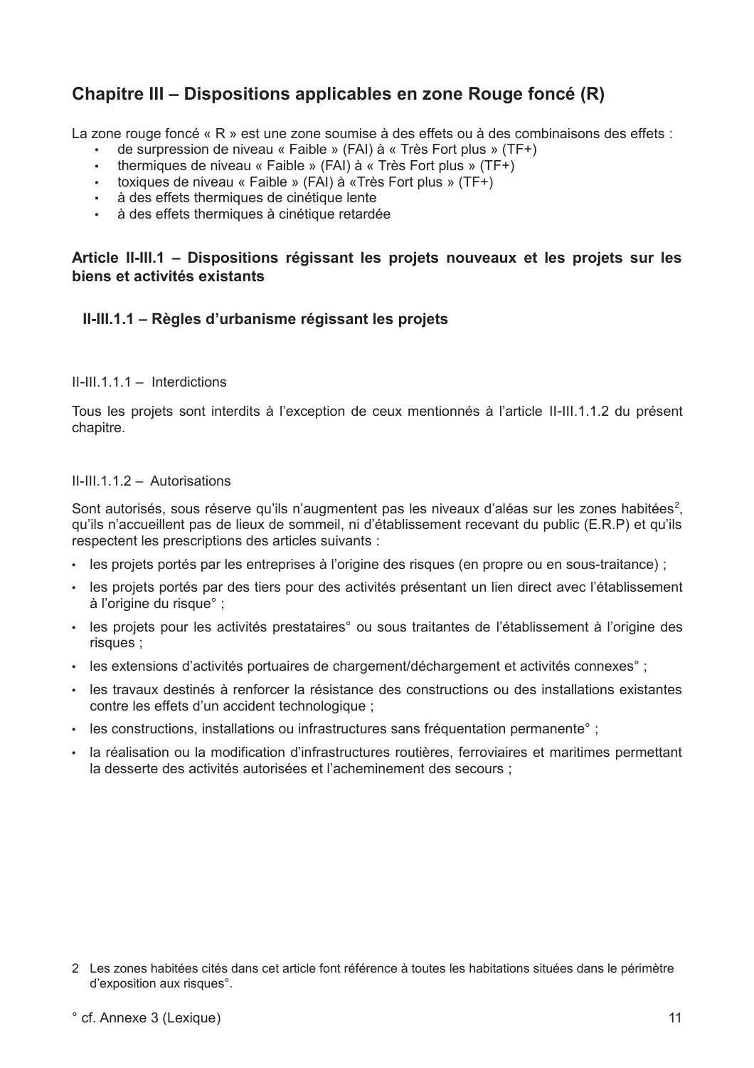## Chapitre III – Dispositions applicables en zone Rouge foncé (R)

La zone rouge foncé « R » est une zone soumise à des effets ou à des combinaisons des effets :

- de surpression de niveau « Faible » (FAI) à « Très Fort plus » (TF+)
- thermiques de niveau « Faible » (FAI) à « Très Fort plus » (TF+)
- toxiques de niveau « Faible » (FAI) à «Très Fort plus » (TF+)
- à des effets thermiques de cinétique lente
- à des effets thermiques à cinétique retardée

### Article II-III.1 – Dispositions régissant les projets nouveaux et les projets sur les biens et activités existants

#### II-III.1.1 – Règles d'urbanisme régissant les projets

II-III.1.1.1 – Interdictions

Tous les projets sont interdits à l'exception de ceux mentionnés à l'article II-III.1.1.2 du présent chapitre.

II-III.1.1.2 – Autorisations

Sont autorisés, sous réserve qu'ils n'augmentent pas les niveaux d'aléas sur les zones habitées[2], qu'ils n'accueillent pas de lieux de sommeil, ni d'établissement recevant du public (E.R.P) et qu'ils respectent les prescriptions des articles suivants :

- les projets portés par les entreprises à l'origine des risques (en propre ou en sous-traitance) ;
- les projets portés par des tiers pour des activités présentant un lien direct avec l'établissement à l'origine du risque° ;
- les projets pour les activités prestataires° ou sous traitantes de l'établissement à l'origine des risques ;
- les extensions d'activités portuaires de chargement/déchargement et activités connexes° ;
- les travaux destinés à renforcer la résistance des constructions ou des installations existantes contre les effets d'un accident technologique ;
- les constructions, installations ou infrastructures sans fréquentation permanente° ;
- la réalisation ou la modification d'infrastructures routières, ferroviaires et maritimes permettant la desserte des activités autorisées et l'acheminement des secours ;

2 Les zones habitées cités dans cet article font référence à toutes les habitations situées dans le périmètre d'exposition aux risques°.

° cf. Annexe 3 (Lexique)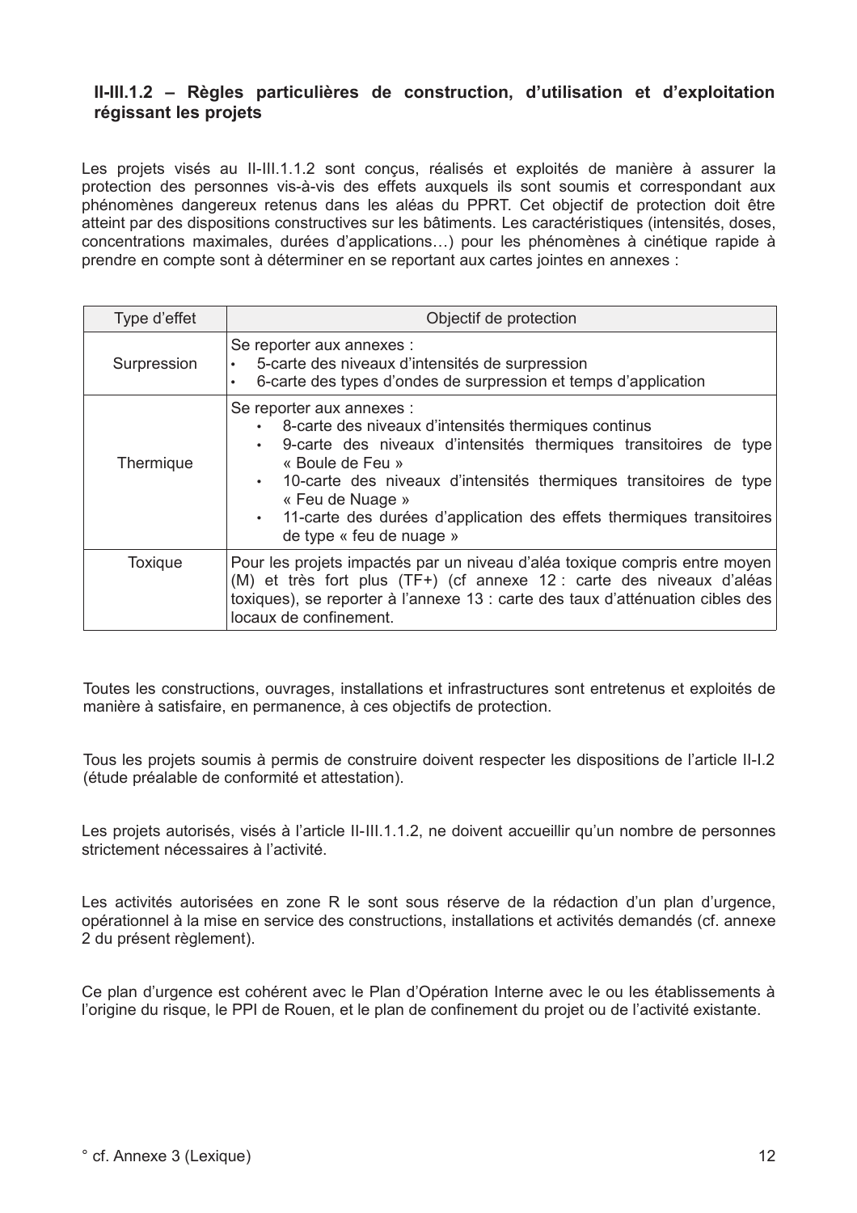### II-III.1.2 – Règles particulières de construction, d'utilisation et d'exploitation régissant les projets

Les projets visés au II-III.1.1.2 sont conçus, réalisés et exploités de manière à assurer la protection des personnes vis-à-vis des effets auxquels ils sont soumis et correspondant aux phénomènes dangereux retenus dans les aléas du PPRT. Cet objectif de protection doit être atteint par des dispositions constructives sur les bâtiments. Les caractéristiques (intensités, doses, concentrations maximales, durées d'applications…) pour les phénomènes à cinétique rapide à prendre en compte sont à déterminer en se reportant aux cartes jointes en annexes :

| Type d'effet | Objectif de protection |
|---|---|
| Surpression | Se reporter aux annexes :<br>• 5-carte des niveaux d'intensités de surpression<br>• 6-carte des types d'ondes de surpression et temps d'application |
| Thermique | Se reporter aux annexes :<br>• 8-carte des niveaux d'intensités thermiques continus<br>• 9-carte des niveaux d'intensités thermiques transitoires de type « Boule de Feu »<br>• 10-carte des niveaux d'intensités thermiques transitoires de type « Feu de Nuage »<br>• 11-carte des durées d'application des effets thermiques transitoires de type « feu de nuage » |
| Toxique | Pour les projets impactés par un niveau d'aléa toxique compris entre moyen (M) et très fort plus (TF+) (cf annexe 12 : carte des niveaux d'aléas toxiques), se reporter à l'annexe 13 : carte des taux d'atténuation cibles des locaux de confinement. |

Toutes les constructions, ouvrages, installations et infrastructures sont entretenus et exploités de manière à satisfaire, en permanence, à ces objectifs de protection.

Tous les projets soumis à permis de construire doivent respecter les dispositions de l'article II-I.2 (étude préalable de conformité et attestation).

Les projets autorisés, visés à l'article II-III.1.1.2, ne doivent accueillir qu'un nombre de personnes strictement nécessaires à l'activité.

Les activités autorisées en zone R le sont sous réserve de la rédaction d'un plan d'urgence, opérationnel à la mise en service des constructions, installations et activités demandés (cf. annexe 2 du présent règlement).

Ce plan d'urgence est cohérent avec le Plan d'Opération Interne avec le ou les établissements à l'origine du risque, le PPI de Rouen, et le plan de confinement du projet ou de l'activité existante.

° cf. Annexe 3 (Lexique)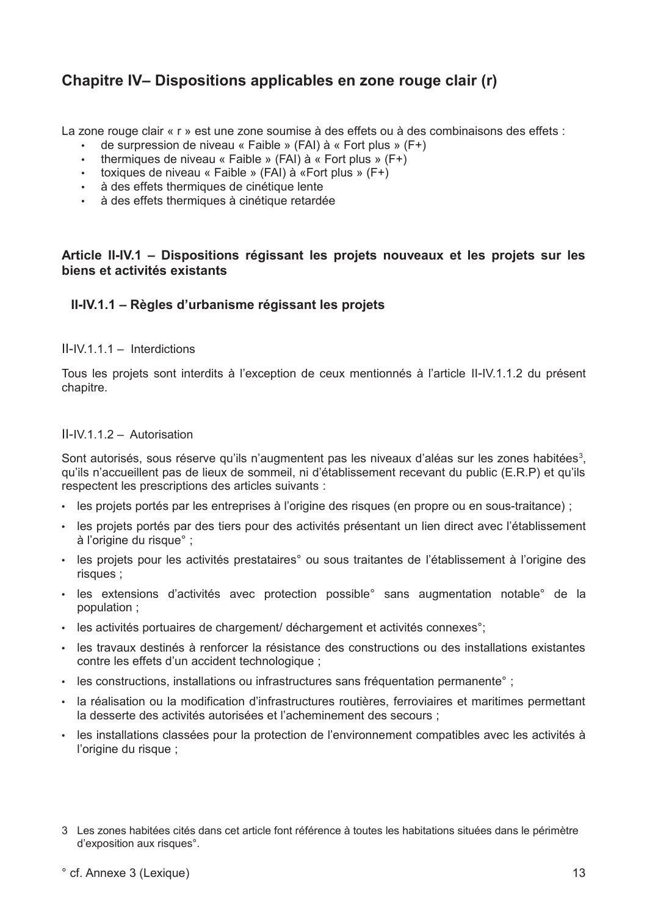## Chapitre IV– Dispositions applicables en zone rouge clair (r)

La zone rouge clair « r » est une zone soumise à des effets ou à des combinaisons des effets :

- de surpression de niveau « Faible » (FAI) à « Fort plus » (F+)
- thermiques de niveau « Faible » (FAI) à « Fort plus » (F+)
- toxiques de niveau « Faible » (FAI) à «Fort plus » (F+)
- à des effets thermiques de cinétique lente
- à des effets thermiques à cinétique retardée

### Article II-IV.1 – Dispositions régissant les projets nouveaux et les projets sur les biens et activités existants

#### II-IV.1.1 – Règles d'urbanisme régissant les projets

II-IV.1.1.1 – Interdictions

Tous les projets sont interdits à l'exception de ceux mentionnés à l'article II-IV.1.1.2 du présent chapitre.

II-IV.1.1.2 – Autorisation

Sont autorisés, sous réserve qu'ils n'augmentent pas les niveaux d'aléas sur les zones habitées[3], qu'ils n'accueillent pas de lieux de sommeil, ni d'établissement recevant du public (E.R.P) et qu'ils respectent les prescriptions des articles suivants :

- les projets portés par les entreprises à l'origine des risques (en propre ou en sous-traitance) ;
- les projets portés par des tiers pour des activités présentant un lien direct avec l'établissement à l'origine du risque° ;
- les projets pour les activités prestataires° ou sous traitantes de l'établissement à l'origine des risques ;
- les extensions d'activités avec protection possible° sans augmentation notable° de la population ;
- les activités portuaires de chargement/ déchargement et activités connexes°;
- les travaux destinés à renforcer la résistance des constructions ou des installations existantes contre les effets d'un accident technologique ;
- les constructions, installations ou infrastructures sans fréquentation permanente° ;
- la réalisation ou la modification d'infrastructures routières, ferroviaires et maritimes permettant la desserte des activités autorisées et l'acheminement des secours ;
- les installations classées pour la protection de l'environnement compatibles avec les activités à l'origine du risque ;

3 Les zones habitées cités dans cet article font référence à toutes les habitations situées dans le périmètre d'exposition aux risques°.

° cf. Annexe 3 (Lexique)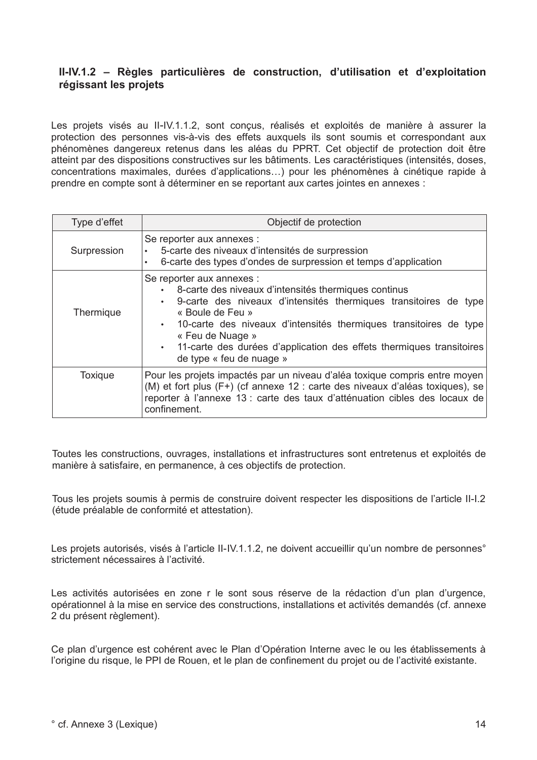### II-IV.1.2 – Règles particulières de construction, d'utilisation et d'exploitation régissant les projets

Les projets visés au II-IV.1.1.2, sont conçus, réalisés et exploités de manière à assurer la protection des personnes vis-à-vis des effets auxquels ils sont soumis et correspondant aux phénomènes dangereux retenus dans les aléas du PPRT. Cet objectif de protection doit être atteint par des dispositions constructives sur les bâtiments. Les caractéristiques (intensités, doses, concentrations maximales, durées d'applications…) pour les phénomènes à cinétique rapide à prendre en compte sont à déterminer en se reportant aux cartes jointes en annexes :

| Type d'effet | Objectif de protection |
|---|---|
| Surpression | Se reporter aux annexes :<br>• 5-carte des niveaux d'intensités de surpression<br>• 6-carte des types d'ondes de surpression et temps d'application |
| Thermique | Se reporter aux annexes :<br>• 8-carte des niveaux d'intensités thermiques continus<br>• 9-carte des niveaux d'intensités thermiques transitoires de type « Boule de Feu »<br>• 10-carte des niveaux d'intensités thermiques transitoires de type « Feu de Nuage »<br>• 11-carte des durées d'application des effets thermiques transitoires de type « feu de nuage » |
| Toxique | Pour les projets impactés par un niveau d'aléa toxique compris entre moyen (M) et fort plus (F+) (cf annexe 12 : carte des niveaux d'aléas toxiques), se reporter à l'annexe 13 : carte des taux d'atténuation cibles des locaux de confinement. |

Toutes les constructions, ouvrages, installations et infrastructures sont entretenus et exploités de manière à satisfaire, en permanence, à ces objectifs de protection.

Tous les projets soumis à permis de construire doivent respecter les dispositions de l'article II-I.2 (étude préalable de conformité et attestation).

Les projets autorisés, visés à l'article II-IV.1.1.2, ne doivent accueillir qu'un nombre de personnes° strictement nécessaires à l'activité.

Les activités autorisées en zone r le sont sous réserve de la rédaction d'un plan d'urgence, opérationnel à la mise en service des constructions, installations et activités demandés (cf. annexe 2 du présent règlement).

Ce plan d'urgence est cohérent avec le Plan d'Opération Interne avec le ou les établissements à l'origine du risque, le PPI de Rouen, et le plan de confinement du projet ou de l'activité existante.

° cf. Annexe 3 (Lexique)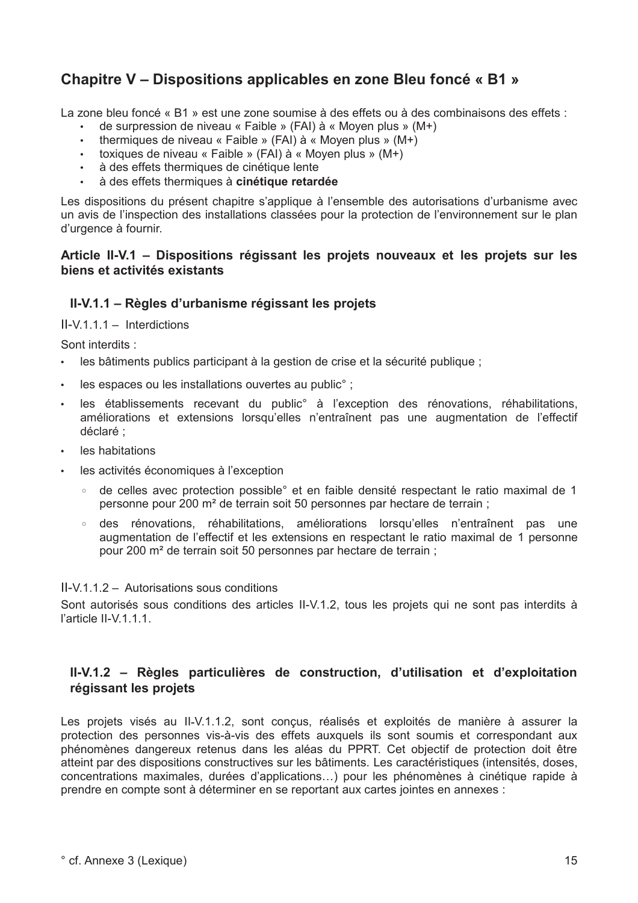## Chapitre V – Dispositions applicables en zone Bleu foncé « B1 »

La zone bleu foncé « B1 » est une zone soumise à des effets ou à des combinaisons des effets :

- de surpression de niveau « Faible » (FAI) à « Moyen plus » (M+)
- thermiques de niveau « Faible » (FAI) à « Moyen plus » (M+)
- toxiques de niveau « Faible » (FAI) à « Moyen plus » (M+)
- à des effets thermiques de cinétique lente
- à des effets thermiques à **cinétique retardée**

Les dispositions du présent chapitre s'applique à l'ensemble des autorisations d'urbanisme avec un avis de l'inspection des installations classées pour la protection de l'environnement sur le plan d'urgence à fournir.

### Article II-V.1 – Dispositions régissant les projets nouveaux et les projets sur les biens et activités existants

#### II-V.1.1 – Règles d'urbanisme régissant les projets

II-V.1.1.1 – Interdictions

Sont interdits :

- les bâtiments publics participant à la gestion de crise et la sécurité publique ;
- les espaces ou les installations ouvertes au public° ;
- les établissements recevant du public° à l'exception des rénovations, réhabilitations, améliorations et extensions lorsqu'elles n'entraînent pas une augmentation de l'effectif déclaré ;
- les habitations
- les activités économiques à l'exception
  - de celles avec protection possible° et en faible densité respectant le ratio maximal de 1 personne pour 200 m² de terrain soit 50 personnes par hectare de terrain ;
  - des rénovations, réhabilitations, améliorations lorsqu'elles n'entraînent pas une augmentation de l'effectif et les extensions en respectant le ratio maximal de 1 personne pour 200 m² de terrain soit 50 personnes par hectare de terrain ;

II-V.1.1.2 – Autorisations sous conditions

Sont autorisés sous conditions des articles II-V.1.2, tous les projets qui ne sont pas interdits à l'article II-V.1.1.1.

#### II-V.1.2 – Règles particulières de construction, d'utilisation et d'exploitation régissant les projets

Les projets visés au II-V.1.1.2, sont conçus, réalisés et exploités de manière à assurer la protection des personnes vis-à-vis des effets auxquels ils sont soumis et correspondant aux phénomènes dangereux retenus dans les aléas du PPRT. Cet objectif de protection doit être atteint par des dispositions constructives sur les bâtiments. Les caractéristiques (intensités, doses, concentrations maximales, durées d'applications…) pour les phénomènes à cinétique rapide à prendre en compte sont à déterminer en se reportant aux cartes jointes en annexes :

° cf. Annexe 3 (Lexique)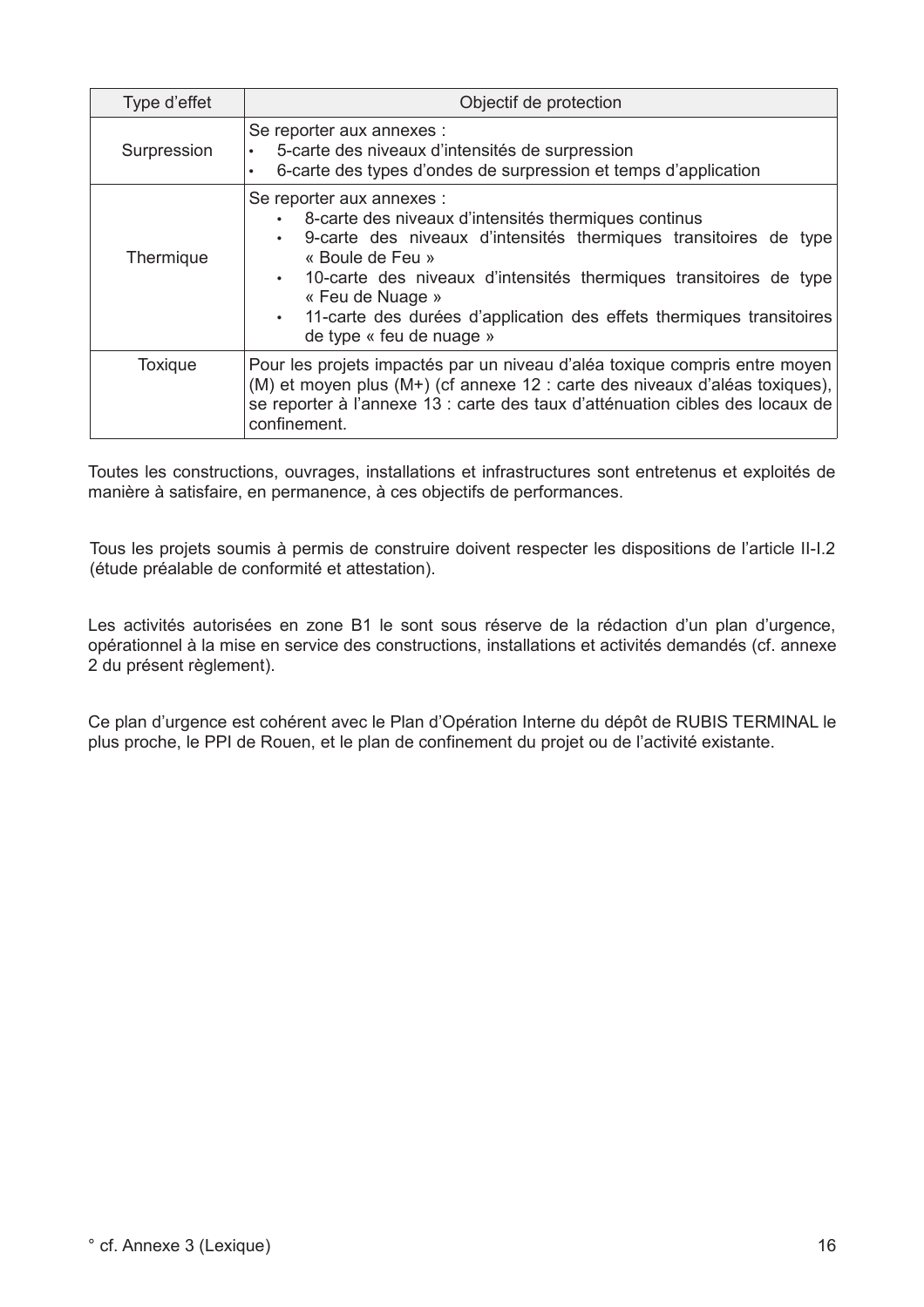| Type d'effet | Objectif de protection |
|---|---|
| Surpression | Se reporter aux annexes :<br>• 5-carte des niveaux d'intensités de surpression<br>• 6-carte des types d'ondes de surpression et temps d'application |
| Thermique | Se reporter aux annexes :<br>• 8-carte des niveaux d'intensités thermiques continus<br>• 9-carte des niveaux d'intensités thermiques transitoires de type « Boule de Feu »<br>• 10-carte des niveaux d'intensités thermiques transitoires de type « Feu de Nuage »<br>• 11-carte des durées d'application des effets thermiques transitoires de type « feu de nuage » |
| Toxique | Pour les projets impactés par un niveau d'aléa toxique compris entre moyen (M) et moyen plus (M+) (cf annexe 12 : carte des niveaux d'aléas toxiques), se reporter à l'annexe 13 : carte des taux d'atténuation cibles des locaux de confinement. |

Toutes les constructions, ouvrages, installations et infrastructures sont entretenus et exploités de manière à satisfaire, en permanence, à ces objectifs de performances.

Tous les projets soumis à permis de construire doivent respecter les dispositions de l'article II-I.2 (étude préalable de conformité et attestation).

Les activités autorisées en zone B1 le sont sous réserve de la rédaction d'un plan d'urgence, opérationnel à la mise en service des constructions, installations et activités demandés (cf. annexe 2 du présent règlement).

Ce plan d'urgence est cohérent avec le Plan d'Opération Interne du dépôt de RUBIS TERMINAL le plus proche, le PPI de Rouen, et le plan de confinement du projet ou de l'activité existante.

° cf. Annexe 3 (Lexique)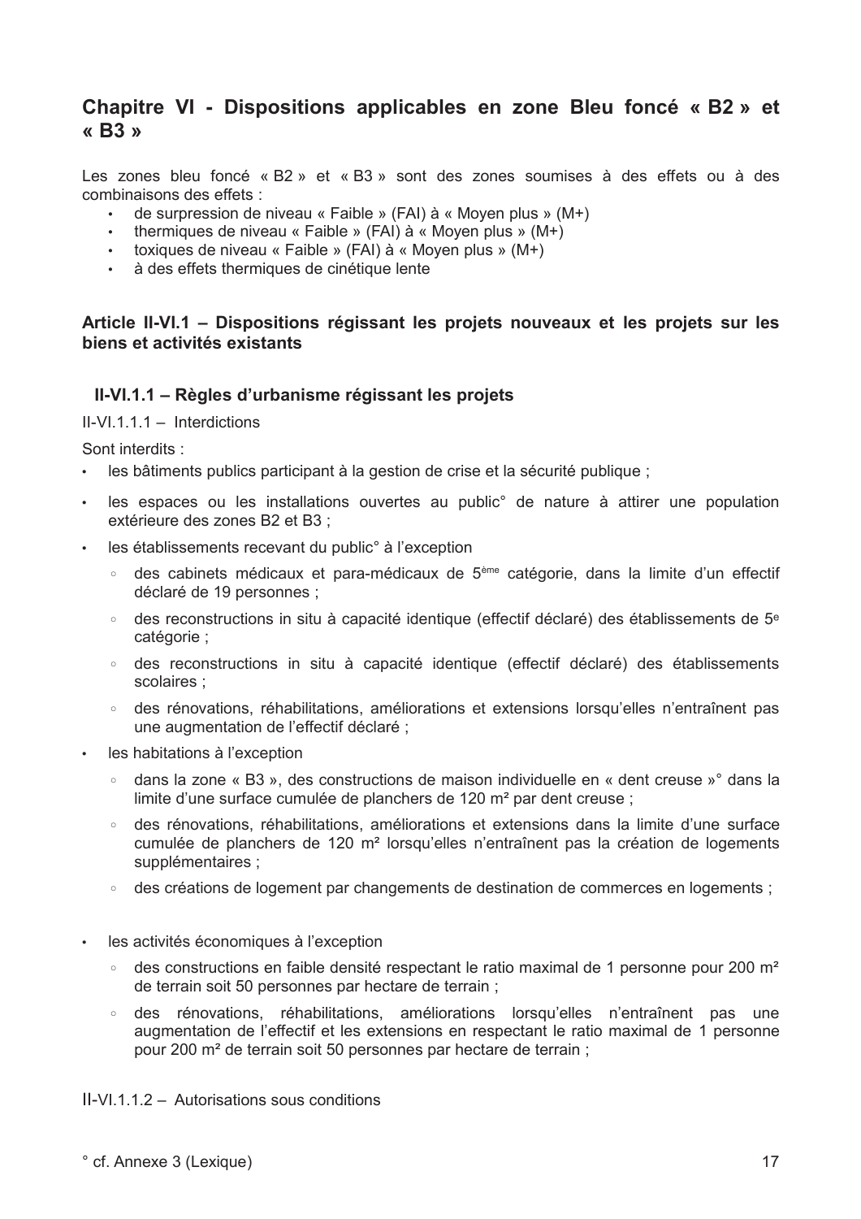## Chapitre VI - Dispositions applicables en zone Bleu foncé « B2 » et « B3 »

Les zones bleu foncé « B2 » et « B3 » sont des zones soumises à des effets ou à des combinaisons des effets :

- de surpression de niveau « Faible » (FAI) à « Moyen plus » (M+)
- thermiques de niveau « Faible » (FAI) à « Moyen plus » (M+)
- toxiques de niveau « Faible » (FAI) à « Moyen plus » (M+)
- à des effets thermiques de cinétique lente

### Article II-VI.1 – Dispositions régissant les projets nouveaux et les projets sur les biens et activités existants

#### II-VI.1.1 – Règles d'urbanisme régissant les projets

II-VI.1.1.1 – Interdictions

Sont interdits :

- les bâtiments publics participant à la gestion de crise et la sécurité publique ;
- les espaces ou les installations ouvertes au public° de nature à attirer une population extérieure des zones B2 et B3 ;
- les établissements recevant du public° à l'exception
  - des cabinets médicaux et para-médicaux de 5ème catégorie, dans la limite d'un effectif déclaré de 19 personnes ;
  - des reconstructions in situ à capacité identique (effectif déclaré) des établissements de 5e catégorie ;
  - des reconstructions in situ à capacité identique (effectif déclaré) des établissements scolaires ;
  - des rénovations, réhabilitations, améliorations et extensions lorsqu'elles n'entraînent pas une augmentation de l'effectif déclaré ;
- les habitations à l'exception
  - dans la zone « B3 », des constructions de maison individuelle en « dent creuse »° dans la limite d'une surface cumulée de planchers de 120 m² par dent creuse ;
  - des rénovations, réhabilitations, améliorations et extensions dans la limite d'une surface cumulée de planchers de 120 m² lorsqu'elles n'entraînent pas la création de logements supplémentaires ;
  - des créations de logement par changements de destination de commerces en logements ;
- les activités économiques à l'exception
  - des constructions en faible densité respectant le ratio maximal de 1 personne pour 200 m² de terrain soit 50 personnes par hectare de terrain ;
  - des rénovations, réhabilitations, améliorations lorsqu'elles n'entraînent pas une augmentation de l'effectif et les extensions en respectant le ratio maximal de 1 personne pour 200 m² de terrain soit 50 personnes par hectare de terrain ;

II-VI.1.1.2 – Autorisations sous conditions

° cf. Annexe 3 (Lexique)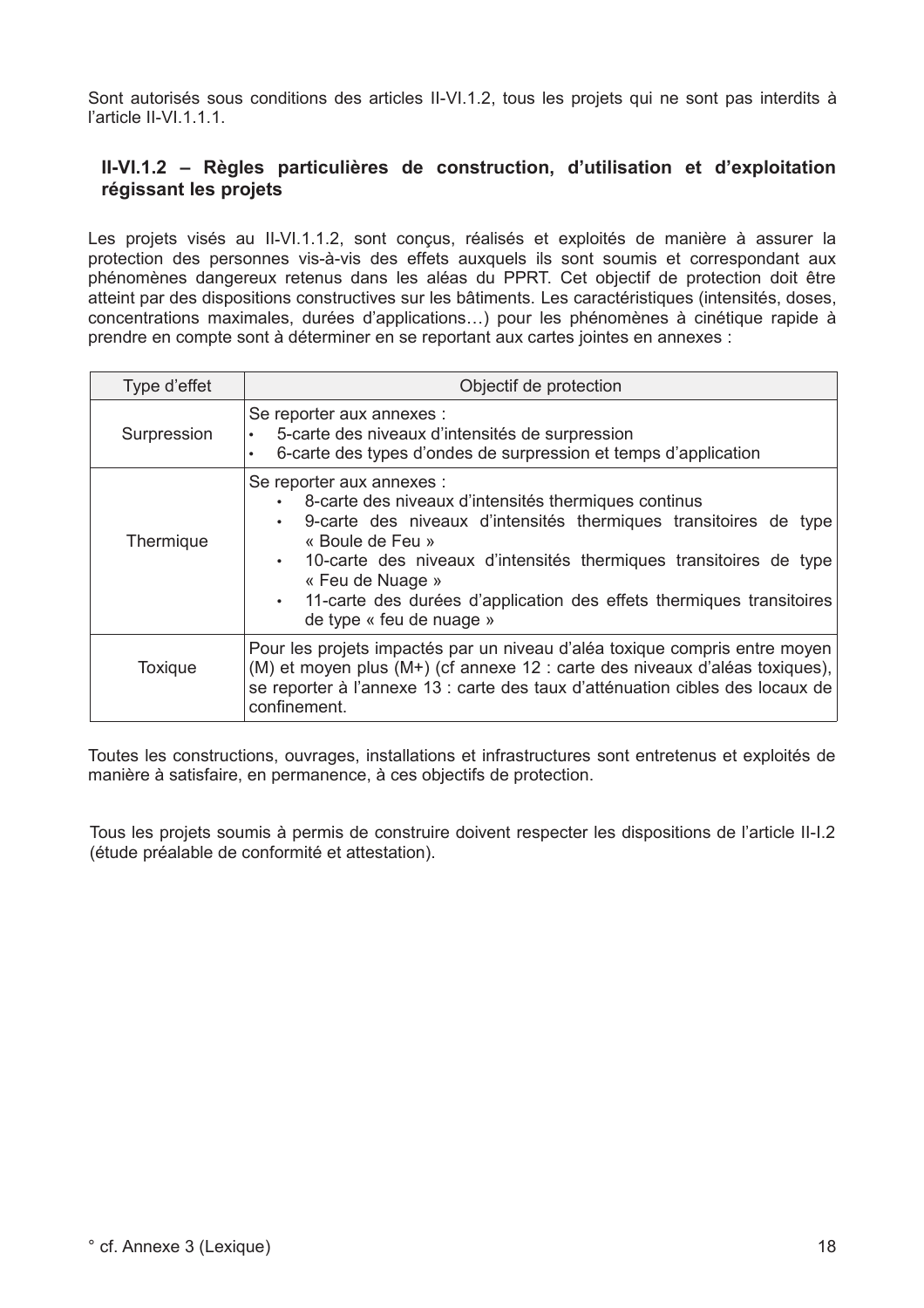Sont autorisés sous conditions des articles II-VI.1.2, tous les projets qui ne sont pas interdits à l'article II-VI.1.1.1.

### II-VI.1.2 – Règles particulières de construction, d'utilisation et d'exploitation régissant les projets

Les projets visés au II-VI.1.1.2, sont conçus, réalisés et exploités de manière à assurer la protection des personnes vis-à-vis des effets auxquels ils sont soumis et correspondant aux phénomènes dangereux retenus dans les aléas du PPRT. Cet objectif de protection doit être atteint par des dispositions constructives sur les bâtiments. Les caractéristiques (intensités, doses, concentrations maximales, durées d'applications…) pour les phénomènes à cinétique rapide à prendre en compte sont à déterminer en se reportant aux cartes jointes en annexes :

| Type d'effet | Objectif de protection |
| --- | --- |
| Surpression | Se reporter aux annexes :<br>• 5-carte des niveaux d'intensités de surpression<br>• 6-carte des types d'ondes de surpression et temps d'application |
| Thermique | Se reporter aux annexes :<br>• 8-carte des niveaux d'intensités thermiques continus<br>• 9-carte des niveaux d'intensités thermiques transitoires de type « Boule de Feu »<br>• 10-carte des niveaux d'intensités thermiques transitoires de type « Feu de Nuage »<br>• 11-carte des durées d'application des effets thermiques transitoires de type « feu de nuage » |
| Toxique | Pour les projets impactés par un niveau d'aléa toxique compris entre moyen (M) et moyen plus (M+) (cf annexe 12 : carte des niveaux d'aléas toxiques), se reporter à l'annexe 13 : carte des taux d'atténuation cibles des locaux de confinement. |

Toutes les constructions, ouvrages, installations et infrastructures sont entretenus et exploités de manière à satisfaire, en permanence, à ces objectifs de protection.

Tous les projets soumis à permis de construire doivent respecter les dispositions de l'article II-I.2 (étude préalable de conformité et attestation).

° cf. Annexe 3 (Lexique)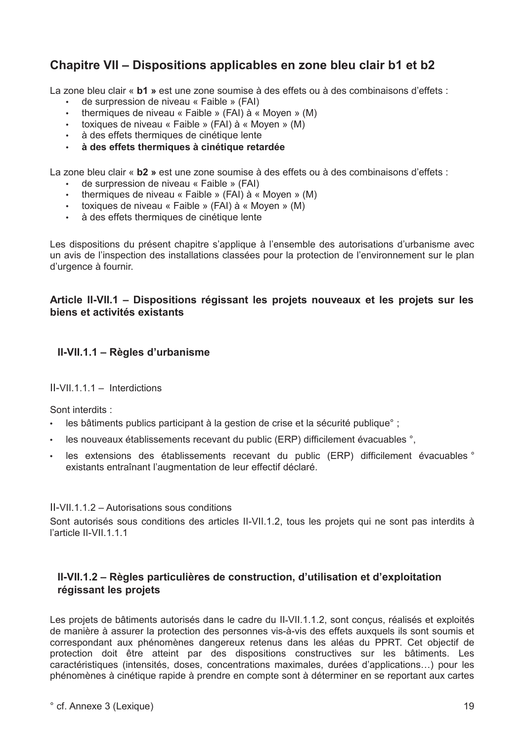## Chapitre VII – Dispositions applicables en zone bleu clair b1 et b2

La zone bleu clair « **b1 »** est une zone soumise à des effets ou à des combinaisons d'effets :

- de surpression de niveau « Faible » (FAI)
- thermiques de niveau « Faible » (FAI) à « Moyen » (M)
- toxiques de niveau « Faible » (FAI) à « Moyen » (M)
- à des effets thermiques de cinétique lente
- **à des effets thermiques à cinétique retardée**

La zone bleu clair « **b2 »** est une zone soumise à des effets ou à des combinaisons d'effets :

- de surpression de niveau « Faible » (FAI)
- thermiques de niveau « Faible » (FAI) à « Moyen » (M)
- toxiques de niveau « Faible » (FAI) à « Moyen » (M)
- à des effets thermiques de cinétique lente

Les dispositions du présent chapitre s'applique à l'ensemble des autorisations d'urbanisme avec un avis de l'inspection des installations classées pour la protection de l'environnement sur le plan d'urgence à fournir.

### Article II-VII.1 – Dispositions régissant les projets nouveaux et les projets sur les biens et activités existants

#### II-VII.1.1 – Règles d'urbanisme

II-VII.1.1.1 – Interdictions

Sont interdits :

- les bâtiments publics participant à la gestion de crise et la sécurité publique° ;
- les nouveaux établissements recevant du public (ERP) difficilement évacuables °,
- les extensions des établissements recevant du public (ERP) difficilement évacuables ° existants entraînant l'augmentation de leur effectif déclaré.

II-VII.1.1.2 – Autorisations sous conditions

Sont autorisés sous conditions des articles II-VII.1.2, tous les projets qui ne sont pas interdits à l'article II-VII.1.1.1

#### II-VII.1.2 – Règles particulières de construction, d'utilisation et d'exploitation régissant les projets

Les projets de bâtiments autorisés dans le cadre du II-VII.1.1.2, sont conçus, réalisés et exploités de manière à assurer la protection des personnes vis-à-vis des effets auxquels ils sont soumis et correspondant aux phénomènes dangereux retenus dans les aléas du PPRT. Cet objectif de protection doit être atteint par des dispositions constructives sur les bâtiments. Les caractéristiques (intensités, doses, concentrations maximales, durées d'applications…) pour les phénomènes à cinétique rapide à prendre en compte sont à déterminer en se reportant aux cartes

° cf. Annexe 3 (Lexique)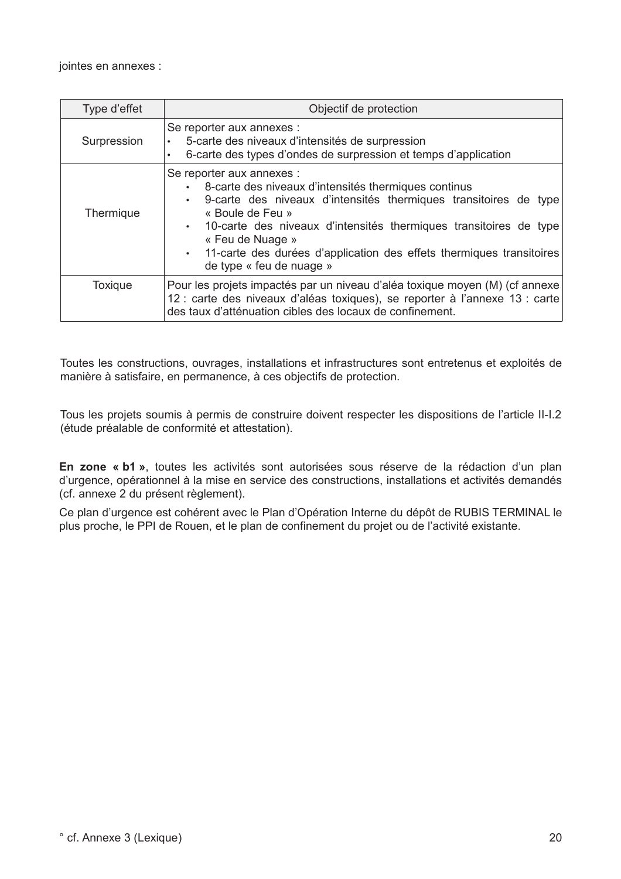jointes en annexes :

| Type d'effet | Objectif de protection |
|---|---|
| Surpression | Se reporter aux annexes :<br>• 5-carte des niveaux d'intensités de surpression<br>• 6-carte des types d'ondes de surpression et temps d'application |
| Thermique | Se reporter aux annexes :<br>• 8-carte des niveaux d'intensités thermiques continus<br>• 9-carte des niveaux d'intensités thermiques transitoires de type « Boule de Feu »<br>• 10-carte des niveaux d'intensités thermiques transitoires de type « Feu de Nuage »<br>• 11-carte des durées d'application des effets thermiques transitoires de type « feu de nuage » |
| Toxique | Pour les projets impactés par un niveau d'aléa toxique moyen (M) (cf annexe 12 : carte des niveaux d'aléas toxiques), se reporter à l'annexe 13 : carte des taux d'atténuation cibles des locaux de confinement. |

Toutes les constructions, ouvrages, installations et infrastructures sont entretenus et exploités de manière à satisfaire, en permanence, à ces objectifs de protection.

Tous les projets soumis à permis de construire doivent respecter les dispositions de l'article II-I.2 (étude préalable de conformité et attestation).

**En zone « b1 »**, toutes les activités sont autorisées sous réserve de la rédaction d'un plan d'urgence, opérationnel à la mise en service des constructions, installations et activités demandés (cf. annexe 2 du présent règlement).

Ce plan d'urgence est cohérent avec le Plan d'Opération Interne du dépôt de RUBIS TERMINAL le plus proche, le PPI de Rouen, et le plan de confinement du projet ou de l'activité existante.

° cf. Annexe 3 (Lexique)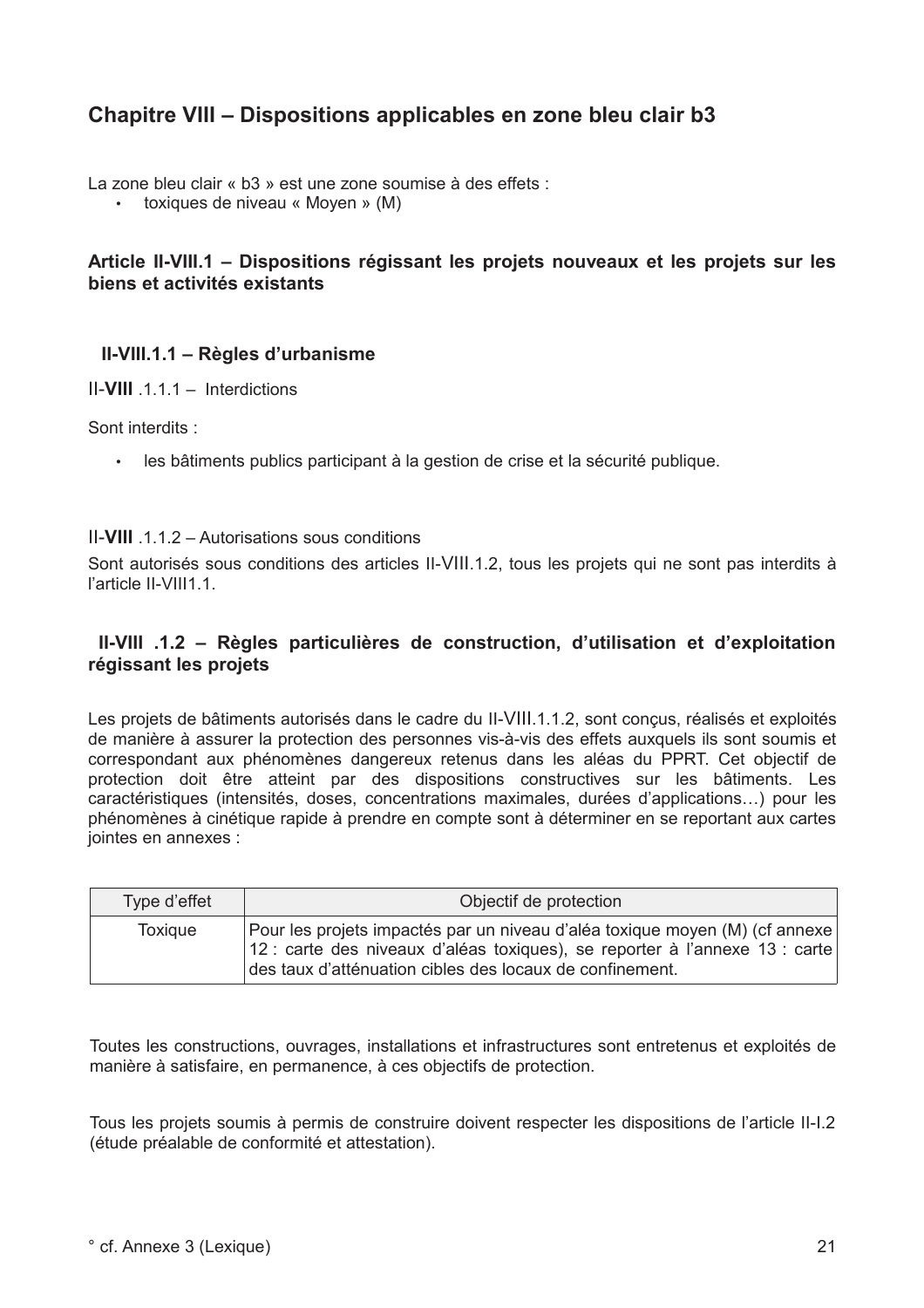## Chapitre VIII – Dispositions applicables en zone bleu clair b3

La zone bleu clair « b3 » est une zone soumise à des effets :

- toxiques de niveau « Moyen » (M)

### Article II-VIII.1 – Dispositions régissant les projets nouveaux et les projets sur les biens et activités existants

#### II-VIII.1.1 – Règles d'urbanisme

II-**VIII** .1.1.1 – Interdictions

Sont interdits :

- les bâtiments publics participant à la gestion de crise et la sécurité publique.

II-**VIII** .1.1.2 – Autorisations sous conditions

Sont autorisés sous conditions des articles II-VIII.1.2, tous les projets qui ne sont pas interdits à l'article II-VIII1.1.

#### II-VIII .1.2 – Règles particulières de construction, d'utilisation et d'exploitation régissant les projets

Les projets de bâtiments autorisés dans le cadre du II-VIII.1.1.2, sont conçus, réalisés et exploités de manière à assurer la protection des personnes vis-à-vis des effets auxquels ils sont soumis et correspondant aux phénomènes dangereux retenus dans les aléas du PPRT. Cet objectif de protection doit être atteint par des dispositions constructives sur les bâtiments. Les caractéristiques (intensités, doses, concentrations maximales, durées d'applications…) pour les phénomènes à cinétique rapide à prendre en compte sont à déterminer en se reportant aux cartes jointes en annexes :

| Type d'effet | Objectif de protection |
| --- | --- |
| Toxique | Pour les projets impactés par un niveau d'aléa toxique moyen (M) (cf annexe 12 : carte des niveaux d'aléas toxiques), se reporter à l'annexe 13 : carte des taux d'atténuation cibles des locaux de confinement. |

Toutes les constructions, ouvrages, installations et infrastructures sont entretenus et exploités de manière à satisfaire, en permanence, à ces objectifs de protection.

Tous les projets soumis à permis de construire doivent respecter les dispositions de l'article II-I.2 (étude préalable de conformité et attestation).

° cf. Annexe 3 (Lexique)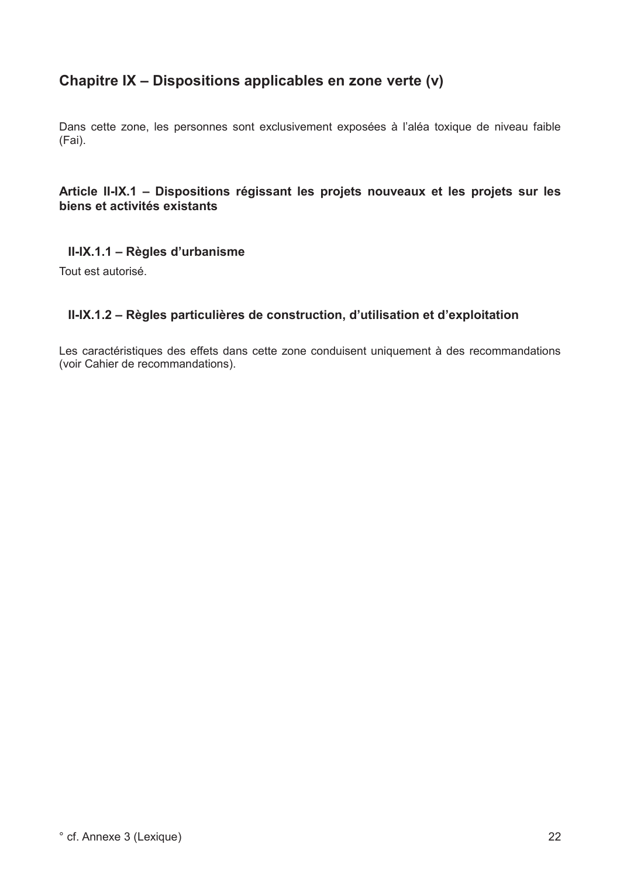## Chapitre IX – Dispositions applicables en zone verte (v)

Dans cette zone, les personnes sont exclusivement exposées à l'aléa toxique de niveau faible (Fai).

### Article II-IX.1 – Dispositions régissant les projets nouveaux et les projets sur les biens et activités existants

#### II-IX.1.1 – Règles d'urbanisme

Tout est autorisé.

#### II-IX.1.2 – Règles particulières de construction, d'utilisation et d'exploitation

Les caractéristiques des effets dans cette zone conduisent uniquement à des recommandations (voir Cahier de recommandations).

° cf. Annexe 3 (Lexique)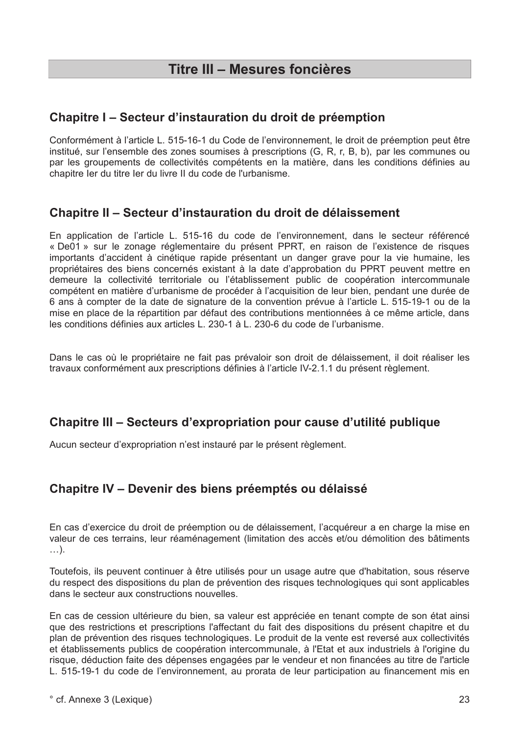# Titre III – Mesures foncières

## Chapitre I – Secteur d'instauration du droit de préemption

Conformément à l'article L. 515-16-1 du Code de l'environnement, le droit de préemption peut être institué, sur l'ensemble des zones soumises à prescriptions (G, R, r, B, b), par les communes ou par les groupements de collectivités compétents en la matière, dans les conditions définies au chapitre Ier du titre Ier du livre II du code de l'urbanisme.

## Chapitre II – Secteur d'instauration du droit de délaissement

En application de l'article L. 515-16 du code de l'environnement, dans le secteur référencé « De01 » sur le zonage réglementaire du présent PPRT, en raison de l'existence de risques importants d'accident à cinétique rapide présentant un danger grave pour la vie humaine, les propriétaires des biens concernés existant à la date d'approbation du PPRT peuvent mettre en demeure la collectivité territoriale ou l'établissement public de coopération intercommunale compétent en matière d'urbanisme de procéder à l'acquisition de leur bien, pendant une durée de 6 ans à compter de la date de signature de la convention prévue à l'article L. 515-19-1 ou de la mise en place de la répartition par défaut des contributions mentionnées à ce même article, dans les conditions définies aux articles L. 230-1 à L. 230-6 du code de l'urbanisme.

Dans le cas où le propriétaire ne fait pas prévaloir son droit de délaissement, il doit réaliser les travaux conformément aux prescriptions définies à l'article IV-2.1.1 du présent règlement.

## Chapitre III – Secteurs d'expropriation pour cause d'utilité publique

Aucun secteur d'expropriation n'est instauré par le présent règlement.

## Chapitre IV – Devenir des biens préemptés ou délaissé

En cas d'exercice du droit de préemption ou de délaissement, l'acquéreur a en charge la mise en valeur de ces terrains, leur réaménagement (limitation des accès et/ou démolition des bâtiments …).

Toutefois, ils peuvent continuer à être utilisés pour un usage autre que d'habitation, sous réserve du respect des dispositions du plan de prévention des risques technologiques qui sont applicables dans le secteur aux constructions nouvelles.

En cas de cession ultérieure du bien, sa valeur est appréciée en tenant compte de son état ainsi que des restrictions et prescriptions l'affectant du fait des dispositions du présent chapitre et du plan de prévention des risques technologiques. Le produit de la vente est reversé aux collectivités et établissements publics de coopération intercommunale, à l'Etat et aux industriels à l'origine du risque, déduction faite des dépenses engagées par le vendeur et non financées au titre de l'article L. 515-19-1 du code de l'environnement, au prorata de leur participation au financement mis en

° cf. Annexe 3 (Lexique)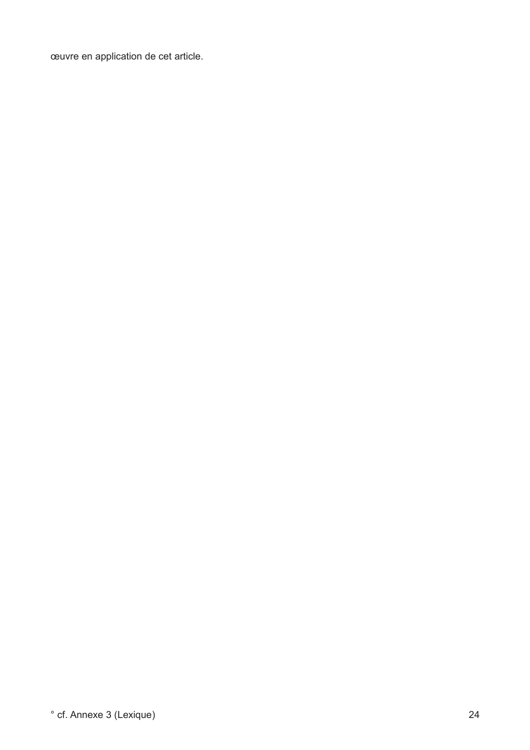œuvre en application de cet article.

° cf. Annexe 3 (Lexique)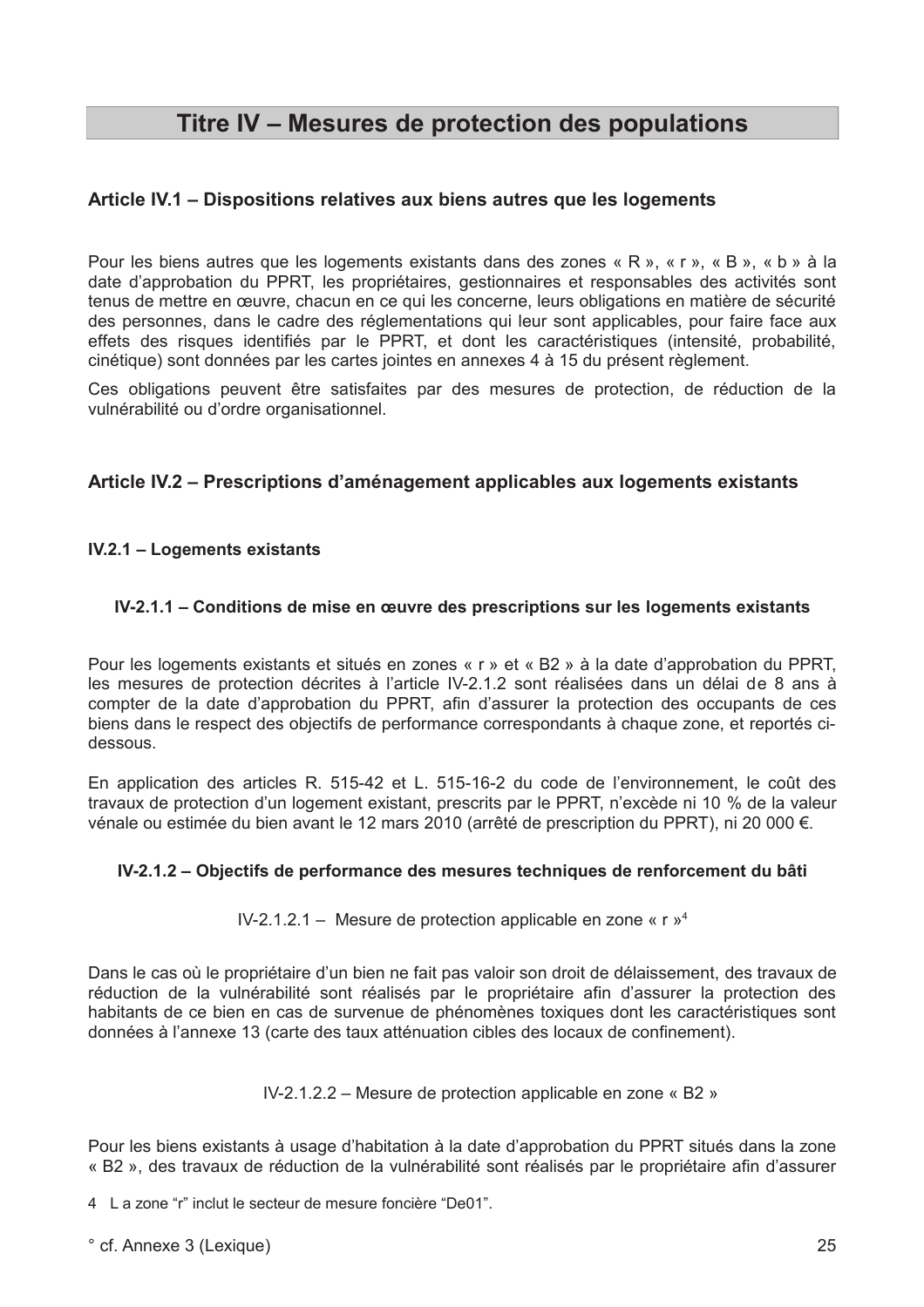# Titre IV – Mesures de protection des populations

## Article IV.1 – Dispositions relatives aux biens autres que les logements

Pour les biens autres que les logements existants dans des zones « R », « r », « B », « b » à la date d'approbation du PPRT, les propriétaires, gestionnaires et responsables des activités sont tenus de mettre en œuvre, chacun en ce qui les concerne, leurs obligations en matière de sécurité des personnes, dans le cadre des réglementations qui leur sont applicables, pour faire face aux effets des risques identifiés par le PPRT, et dont les caractéristiques (intensité, probabilité, cinétique) sont données par les cartes jointes en annexes 4 à 15 du présent règlement.

Ces obligations peuvent être satisfaites par des mesures de protection, de réduction de la vulnérabilité ou d'ordre organisationnel.

## Article IV.2 – Prescriptions d'aménagement applicables aux logements existants

### IV.2.1 – Logements existants

#### IV-2.1.1 – Conditions de mise en œuvre des prescriptions sur les logements existants

Pour les logements existants et situés en zones « r » et « B2 » à la date d'approbation du PPRT, les mesures de protection décrites à l'article IV-2.1.2 sont réalisées dans un délai de 8 ans à compter de la date d'approbation du PPRT, afin d'assurer la protection des occupants de ces biens dans le respect des objectifs de performance correspondants à chaque zone, et reportés ci-dessous.

En application des articles R. 515-42 et L. 515-16-2 du code de l'environnement, le coût des travaux de protection d'un logement existant, prescrits par le PPRT, n'excède ni 10 % de la valeur vénale ou estimée du bien avant le 12 mars 2010 (arrêté de prescription du PPRT), ni 20 000 €.

#### IV-2.1.2 – Objectifs de performance des mesures techniques de renforcement du bâti

##### IV-2.1.2.1 – Mesure de protection applicable en zone « r »[4]

Dans le cas où le propriétaire d'un bien ne fait pas valoir son droit de délaissement, des travaux de réduction de la vulnérabilité sont réalisés par le propriétaire afin d'assurer la protection des habitants de ce bien en cas de survenue de phénomènes toxiques dont les caractéristiques sont données à l'annexe 13 (carte des taux atténuation cibles des locaux de confinement).

##### IV-2.1.2.2 – Mesure de protection applicable en zone « B2 »

Pour les biens existants à usage d'habitation à la date d'approbation du PPRT situés dans la zone « B2 », des travaux de réduction de la vulnérabilité sont réalisés par le propriétaire afin d'assurer

4 L a zone "r" inclut le secteur de mesure foncière "De01".

° cf. Annexe 3 (Lexique)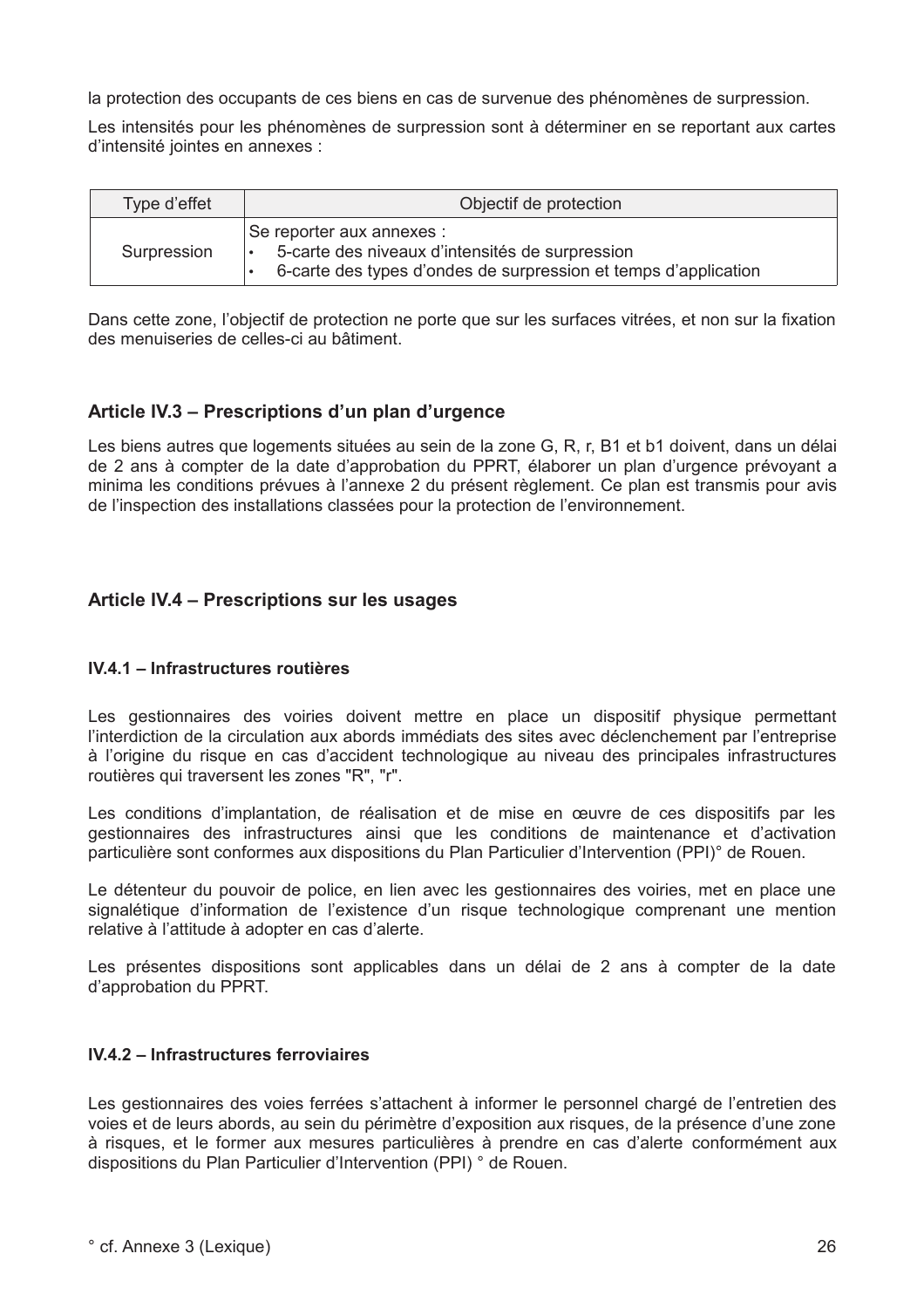la protection des occupants de ces biens en cas de survenue des phénomènes de surpression.

Les intensités pour les phénomènes de surpression sont à déterminer en se reportant aux cartes d'intensité jointes en annexes :

| Type d'effet | Objectif de protection |
|---|---|
| Surpression | Se reporter aux annexes :<br>• 5-carte des niveaux d'intensités de surpression<br>• 6-carte des types d'ondes de surpression et temps d'application |

Dans cette zone, l'objectif de protection ne porte que sur les surfaces vitrées, et non sur la fixation des menuiseries de celles-ci au bâtiment.

### Article IV.3 – Prescriptions d'un plan d'urgence

Les biens autres que logements situées au sein de la zone G, R, r, B1 et b1 doivent, dans un délai de 2 ans à compter de la date d'approbation du PPRT, élaborer un plan d'urgence prévoyant a minima les conditions prévues à l'annexe 2 du présent règlement. Ce plan est transmis pour avis de l'inspection des installations classées pour la protection de l'environnement.

### Article IV.4 – Prescriptions sur les usages

#### IV.4.1 – Infrastructures routières

Les gestionnaires des voiries doivent mettre en place un dispositif physique permettant l'interdiction de la circulation aux abords immédiats des sites avec déclenchement par l'entreprise à l'origine du risque en cas d'accident technologique au niveau des principales infrastructures routières qui traversent les zones "R", "r".

Les conditions d'implantation, de réalisation et de mise en œuvre de ces dispositifs par les gestionnaires des infrastructures ainsi que les conditions de maintenance et d'activation particulière sont conformes aux dispositions du Plan Particulier d'Intervention (PPI)° de Rouen.

Le détenteur du pouvoir de police, en lien avec les gestionnaires des voiries, met en place une signalétique d'information de l'existence d'un risque technologique comprenant une mention relative à l'attitude à adopter en cas d'alerte.

Les présentes dispositions sont applicables dans un délai de 2 ans à compter de la date d'approbation du PPRT.

#### IV.4.2 – Infrastructures ferroviaires

Les gestionnaires des voies ferrées s'attachent à informer le personnel chargé de l'entretien des voies et de leurs abords, au sein du périmètre d'exposition aux risques, de la présence d'une zone à risques, et le former aux mesures particulières à prendre en cas d'alerte conformément aux dispositions du Plan Particulier d'Intervention (PPI) ° de Rouen.

° cf. Annexe 3 (Lexique)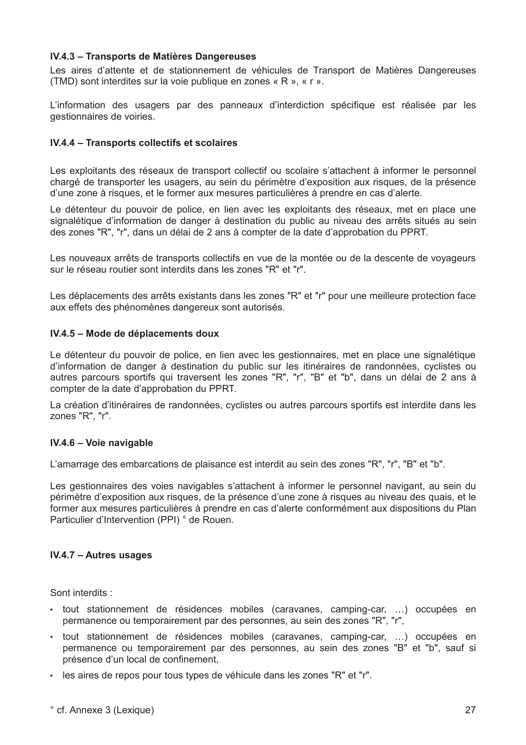### IV.4.3 – Transports de Matières Dangereuses

Les aires d'attente et de stationnement de véhicules de Transport de Matières Dangereuses (TMD) sont interdites sur la voie publique en zones « R », « r ».

L'information des usagers par des panneaux d'interdiction spécifique est réalisée par les gestionnaires de voiries.

### IV.4.4 – Transports collectifs et scolaires

Les exploitants des réseaux de transport collectif ou scolaire s'attachent à informer le personnel chargé de transporter les usagers, au sein du périmètre d'exposition aux risques, de la présence d'une zone à risques, et le former aux mesures particulières à prendre en cas d'alerte.

Le détenteur du pouvoir de police, en lien avec les exploitants des réseaux, met en place une signalétique d'information de danger à destination du public au niveau des arrêts situés au sein des zones "R", "r", dans un délai de 2 ans à compter de la date d'approbation du PPRT.

Les nouveaux arrêts de transports collectifs en vue de la montée ou de la descente de voyageurs sur le réseau routier sont interdits dans les zones "R" et "r".

Les déplacements des arrêts existants dans les zones "R" et "r" pour une meilleure protection face aux effets des phénomènes dangereux sont autorisés.

### IV.4.5 – Mode de déplacements doux

Le détenteur du pouvoir de police, en lien avec les gestionnaires, met en place une signalétique d'information de danger à destination du public sur les itinéraires de randonnées, cyclistes ou autres parcours sportifs qui traversent les zones "R", "r", "B" et "b", dans un délai de 2 ans à compter de la date d'approbation du PPRT.

La création d'itinéraires de randonnées, cyclistes ou autres parcours sportifs est interdite dans les zones "R", "r".

### IV.4.6 – Voie navigable

L'amarrage des embarcations de plaisance est interdit au sein des zones "R", "r", "B" et "b".

Les gestionnaires des voies navigables s'attachent à informer le personnel navigant, au sein du périmètre d'exposition aux risques, de la présence d'une zone à risques au niveau des quais, et le former aux mesures particulières à prendre en cas d'alerte conformément aux dispositions du Plan Particulier d'Intervention (PPI) ° de Rouen.

### IV.4.7 – Autres usages

Sont interdits :

- tout stationnement de résidences mobiles (caravanes, camping-car, …) occupées en permanence ou temporairement par des personnes, au sein des zones "R", "r",
- tout stationnement de résidences mobiles (caravanes, camping-car, …) occupées en permanence ou temporairement par des personnes, au sein des zones "B" et "b", sauf si présence d'un local de confinement,
- les aires de repos pour tous types de véhicule dans les zones "R" et "r".

° cf. Annexe 3 (Lexique)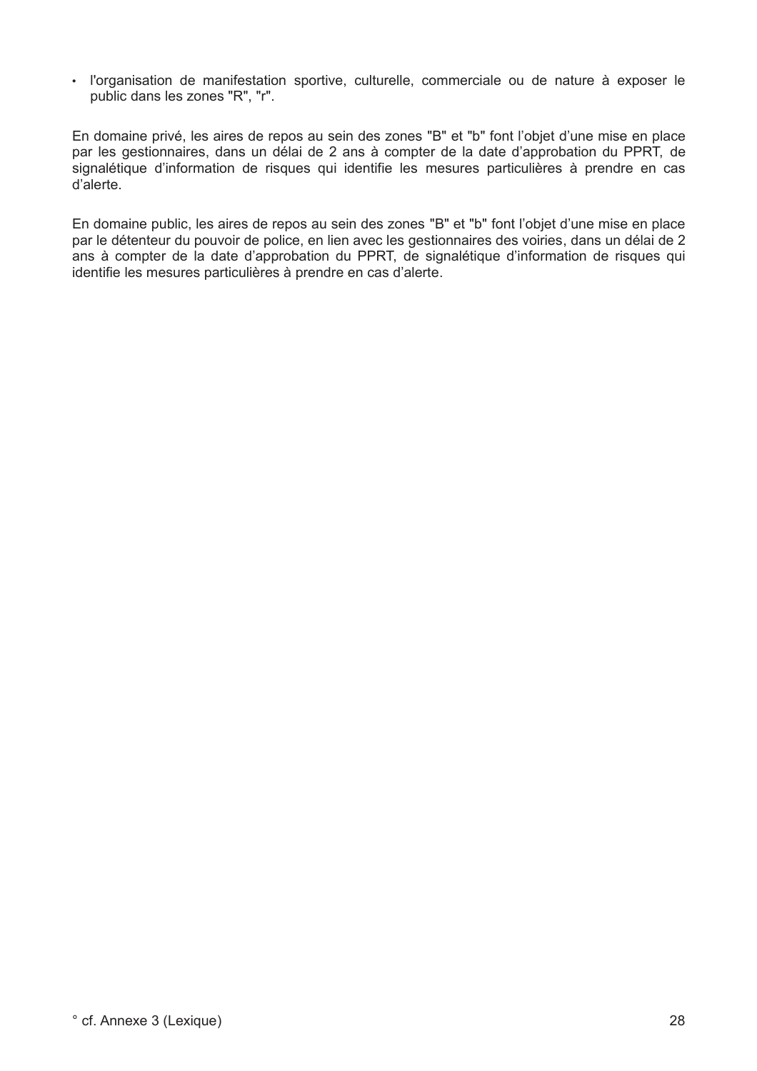- l'organisation de manifestation sportive, culturelle, commerciale ou de nature à exposer le public dans les zones "R", "r".

En domaine privé, les aires de repos au sein des zones "B" et "b" font l'objet d'une mise en place par les gestionnaires, dans un délai de 2 ans à compter de la date d'approbation du PPRT, de signalétique d'information de risques qui identifie les mesures particulières à prendre en cas d'alerte.

En domaine public, les aires de repos au sein des zones "B" et "b" font l'objet d'une mise en place par le détenteur du pouvoir de police, en lien avec les gestionnaires des voiries, dans un délai de 2 ans à compter de la date d'approbation du PPRT, de signalétique d'information de risques qui identifie les mesures particulières à prendre en cas d'alerte.

° cf. Annexe 3 (Lexique)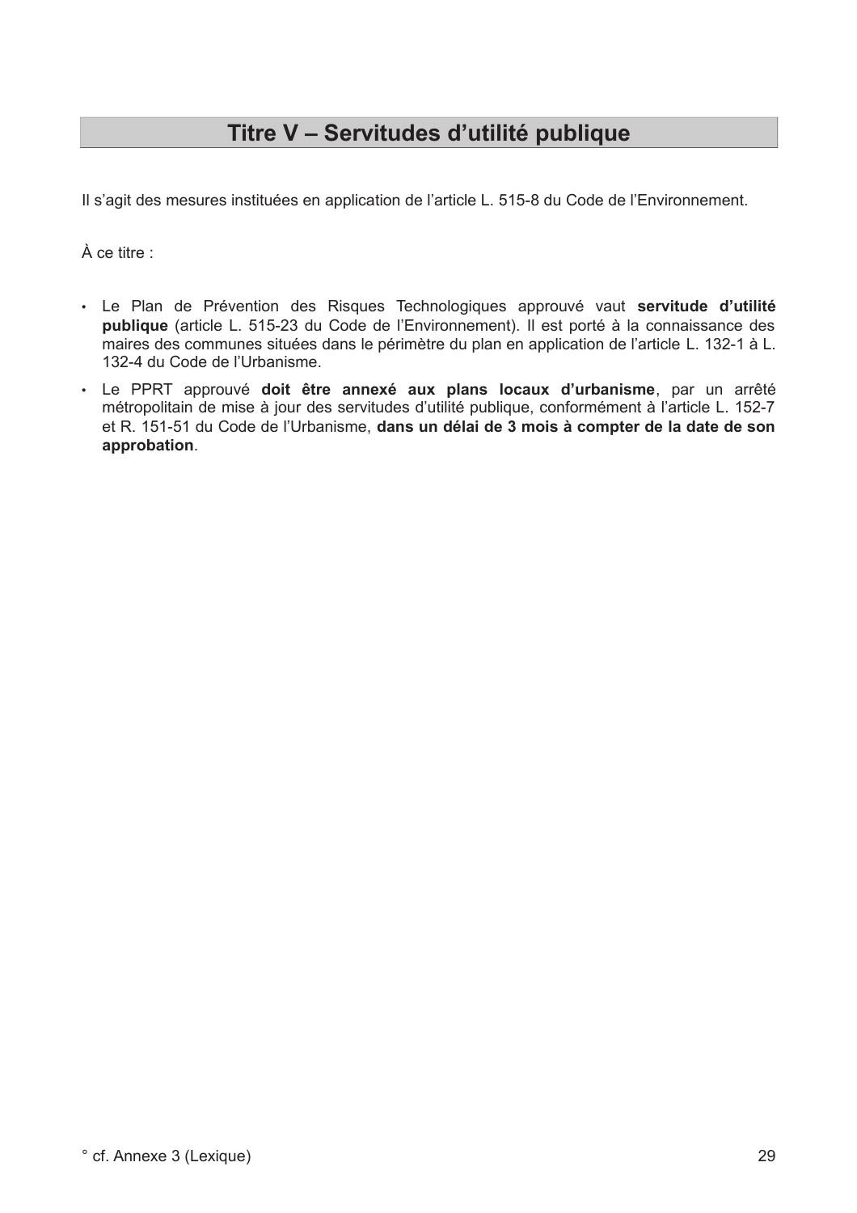# Titre V – Servitudes d’utilité publique

Il s’agit des mesures instituées en application de l’article L. 515-8 du Code de l’Environnement.

À ce titre :

- Le Plan de Prévention des Risques Technologiques approuvé vaut **servitude d’utilité publique** (article L. 515-23 du Code de l’Environnement). Il est porté à la connaissance des maires des communes situées dans le périmètre du plan en application de l’article L. 132-1 à L. 132-4 du Code de l’Urbanisme.
- Le PPRT approuvé **doit être annexé aux plans locaux d’urbanisme**, par un arrêté métropolitain de mise à jour des servitudes d’utilité publique, conformément à l’article L. 152-7 et R. 151-51 du Code de l’Urbanisme, **dans un délai de 3 mois à compter de la date de son approbation**.

° cf. Annexe 3 (Lexique)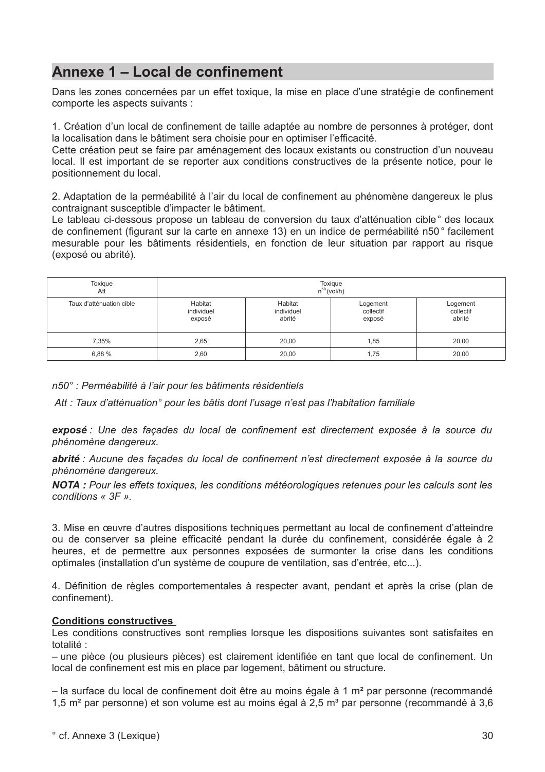# Annexe 1 – Local de confinement

Dans les zones concernées par un effet toxique, la mise en place d'une stratégie de confinement comporte les aspects suivants :

1. Création d'un local de confinement de taille adaptée au nombre de personnes à protéger, dont la localisation dans le bâtiment sera choisie pour en optimiser l'efficacité.
Cette création peut se faire par aménagement des locaux existants ou construction d'un nouveau local. Il est important de se reporter aux conditions constructives de la présente notice, pour le positionnement du local.

2. Adaptation de la perméabilité à l'air du local de confinement au phénomène dangereux le plus contraignant susceptible d'impacter le bâtiment.
Le tableau ci-dessous propose un tableau de conversion du taux d'atténuation cible° des locaux de confinement (figurant sur la carte en annexe 13) en un indice de perméabilité n50° facilement mesurable pour les bâtiments résidentiels, en fonction de leur situation par rapport au risque (exposé ou abrité).

| Toxique Att | Toxique $n^{50}$ (vol/h) | | | |
|---|---|---|---|---|
| Taux d'atténuation cible | Habitat individuel exposé | Habitat individuel abrité | Logement collectif exposé | Logement collectif abrité |
| 7,35% | 2,65 | 20,00 | 1,85 | 20,00 |
| 6,88 % | 2,60 | 20,00 | 1,75 | 20,00 |

*n50° : Perméabilité à l'air pour les bâtiments résidentiels*

*Att : Taux d'atténuation° pour les bâtis dont l'usage n'est pas l'habitation familiale*

***exposé** : Une des façades du local de confinement est directement exposée à la source du phénomène dangereux.*

***abrité** : Aucune des façades du local de confinement n'est directement exposée à la source du phénomène dangereux.*

***NOTA :** Pour les effets toxiques, les conditions météorologiques retenues pour les calculs sont les conditions « 3F ».*

3. Mise en œuvre d'autres dispositions techniques permettant au local de confinement d'atteindre ou de conserver sa pleine efficacité pendant la durée du confinement, considérée égale à 2 heures, et de permettre aux personnes exposées de surmonter la crise dans les conditions optimales (installation d'un système de coupure de ventilation, sas d'entrée, etc...).

4. Définition de règles comportementales à respecter avant, pendant et après la crise (plan de confinement).

**Conditions constructives**

Les conditions constructives sont remplies lorsque les dispositions suivantes sont satisfaites en totalité :

– une pièce (ou plusieurs pièces) est clairement identifiée en tant que local de confinement. Un local de confinement est mis en place par logement, bâtiment ou structure.

– la surface du local de confinement doit être au moins égale à 1 m² par personne (recommandé 1,5 m² par personne) et son volume est au moins égal à 2,5 m³ par personne (recommandé à 3,6

° cf. Annexe 3 (Lexique)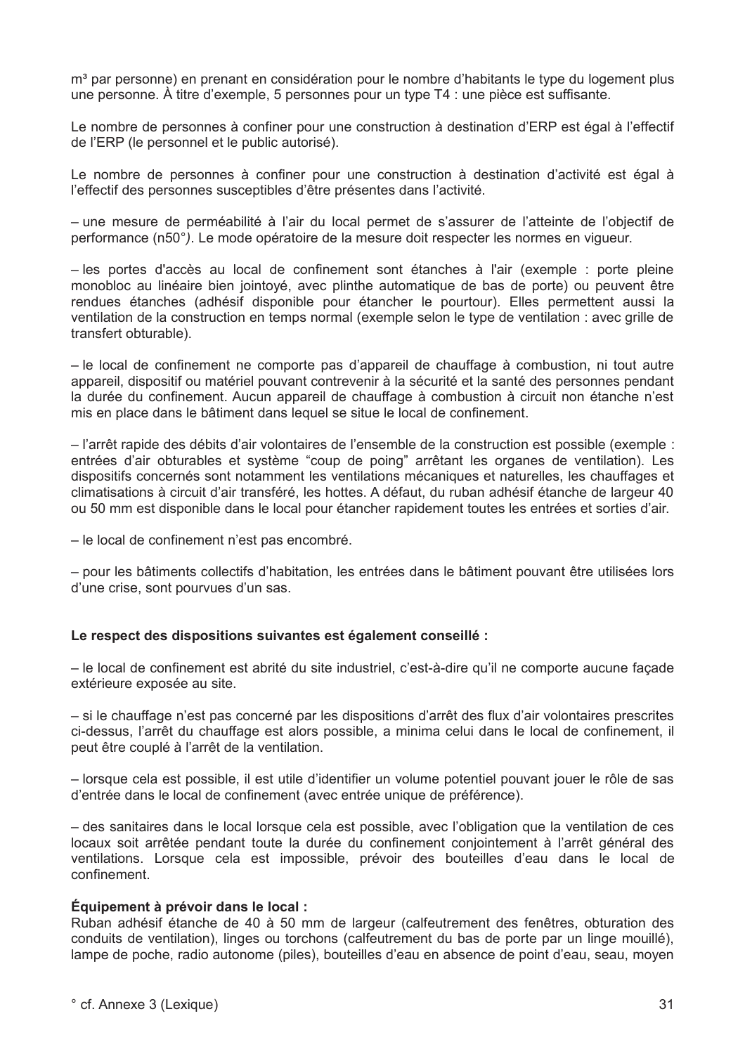m³ par personne) en prenant en considération pour le nombre d'habitants le type du logement plus une personne. À titre d'exemple, 5 personnes pour un type T4 : une pièce est suffisante.

Le nombre de personnes à confiner pour une construction à destination d'ERP est égal à l'effectif de l'ERP (le personnel et le public autorisé).

Le nombre de personnes à confiner pour une construction à destination d'activité est égal à l'effectif des personnes susceptibles d'être présentes dans l'activité.

– une mesure de perméabilité à l'air du local permet de s'assurer de l'atteinte de l'objectif de performance (n50°*)*. Le mode opératoire de la mesure doit respecter les normes en vigueur.

– les portes d'accès au local de confinement sont étanches à l'air (exemple : porte pleine monobloc au linéaire bien jointoyé, avec plinthe automatique de bas de porte) ou peuvent être rendues étanches (adhésif disponible pour étancher le pourtour). Elles permettent aussi la ventilation de la construction en temps normal (exemple selon le type de ventilation : avec grille de transfert obturable).

– le local de confinement ne comporte pas d'appareil de chauffage à combustion, ni tout autre appareil, dispositif ou matériel pouvant contrevenir à la sécurité et la santé des personnes pendant la durée du confinement. Aucun appareil de chauffage à combustion à circuit non étanche n'est mis en place dans le bâtiment dans lequel se situe le local de confinement.

– l'arrêt rapide des débits d'air volontaires de l'ensemble de la construction est possible (exemple : entrées d'air obturables et système "coup de poing" arrêtant les organes de ventilation). Les dispositifs concernés sont notamment les ventilations mécaniques et naturelles, les chauffages et climatisations à circuit d'air transféré, les hottes. A défaut, du ruban adhésif étanche de largeur 40 ou 50 mm est disponible dans le local pour étancher rapidement toutes les entrées et sorties d'air.

– le local de confinement n'est pas encombré.

– pour les bâtiments collectifs d'habitation, les entrées dans le bâtiment pouvant être utilisées lors d'une crise, sont pourvues d'un sas.

**Le respect des dispositions suivantes est également conseillé :**

– le local de confinement est abrité du site industriel, c'est-à-dire qu'il ne comporte aucune façade extérieure exposée au site.

– si le chauffage n'est pas concerné par les dispositions d'arrêt des flux d'air volontaires prescrites ci-dessus, l'arrêt du chauffage est alors possible, a minima celui dans le local de confinement, il peut être couplé à l'arrêt de la ventilation.

– lorsque cela est possible, il est utile d'identifier un volume potentiel pouvant jouer le rôle de sas d'entrée dans le local de confinement (avec entrée unique de préférence).

– des sanitaires dans le local lorsque cela est possible, avec l'obligation que la ventilation de ces locaux soit arrêtée pendant toute la durée du confinement conjointement à l'arrêt général des ventilations. Lorsque cela est impossible, prévoir des bouteilles d'eau dans le local de confinement.

**Équipement à prévoir dans le local :**
Ruban adhésif étanche de 40 à 50 mm de largeur (calfeutrement des fenêtres, obturation des conduits de ventilation), linges ou torchons (calfeutrement du bas de porte par un linge mouillé), lampe de poche, radio autonome (piles), bouteilles d'eau en absence de point d'eau, seau, moyen

° cf. Annexe 3 (Lexique)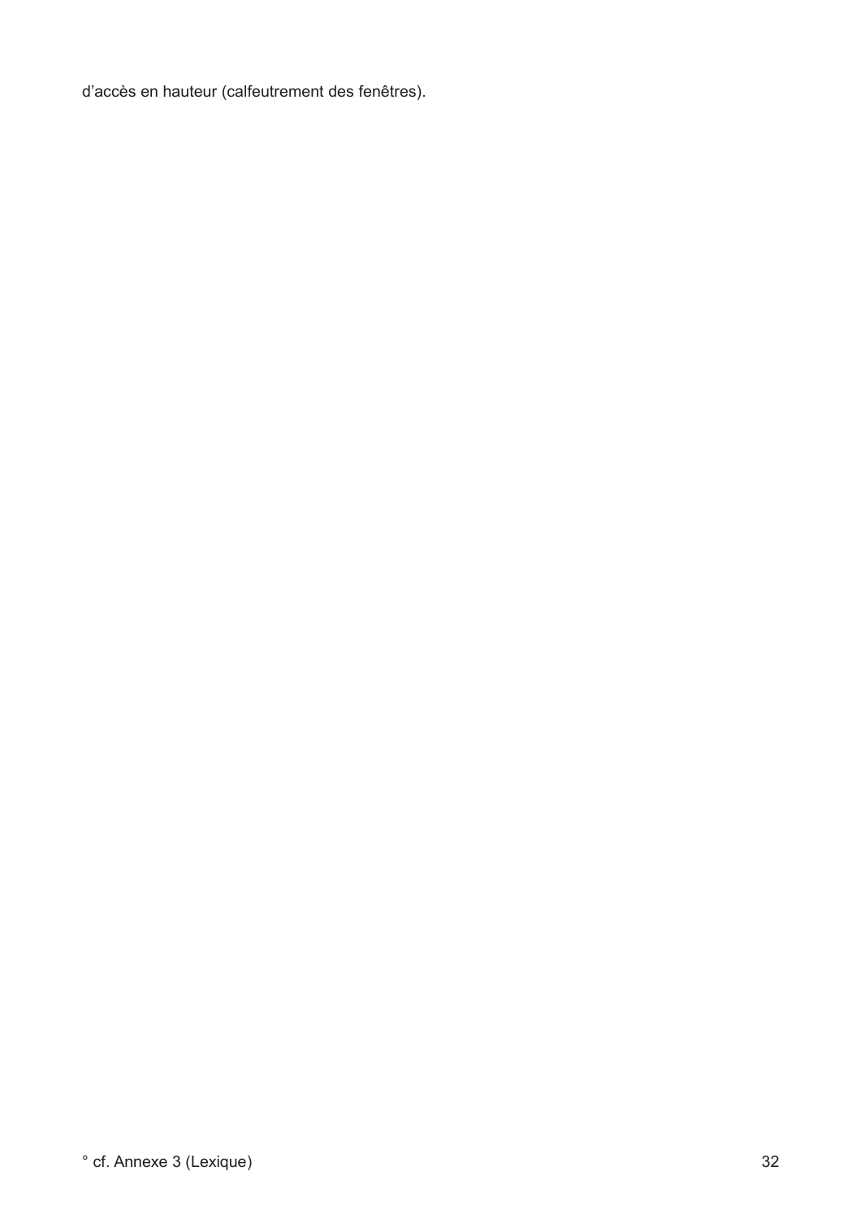d’accès en hauteur (calfeutrement des fenêtres).

° cf. Annexe 3 (Lexique)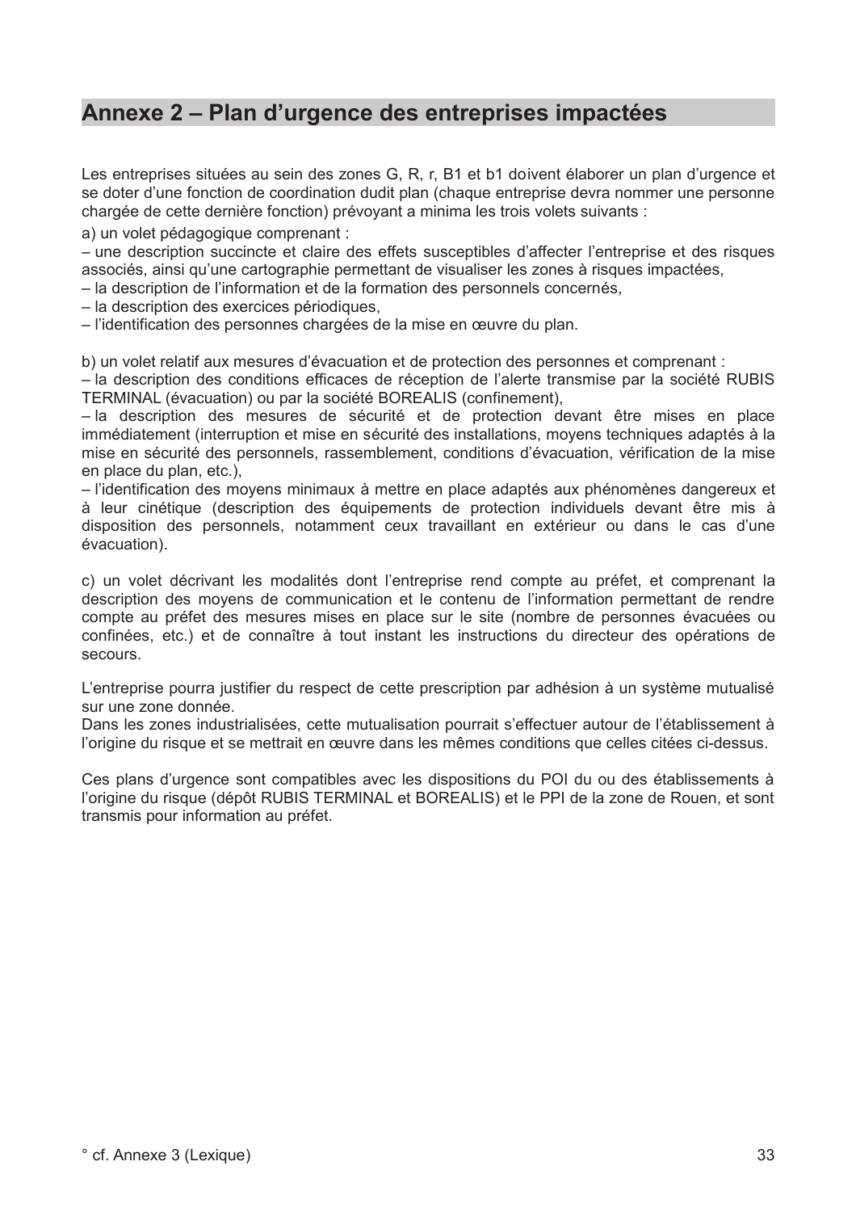## Annexe 2 – Plan d’urgence des entreprises impactées

Les entreprises situées au sein des zones G, R, r, B1 et b1 doivent élaborer un plan d’urgence et se doter d’une fonction de coordination dudit plan (chaque entreprise devra nommer une personne chargée de cette dernière fonction) prévoyant a minima les trois volets suivants :

a) un volet pédagogique comprenant :

– une description succincte et claire des effets susceptibles d’affecter l’entreprise et des risques associés, ainsi qu’une cartographie permettant de visualiser les zones à risques impactées,
– la description de l’information et de la formation des personnels concernés,
– la description des exercices périodiques,
– l’identification des personnes chargées de la mise en œuvre du plan.

b) un volet relatif aux mesures d’évacuation et de protection des personnes et comprenant :

– la description des conditions efficaces de réception de l’alerte transmise par la société RUBIS TERMINAL (évacuation) ou par la société BOREALIS (confinement),
– la description des mesures de sécurité et de protection devant être mises en place immédiatement (interruption et mise en sécurité des installations, moyens techniques adaptés à la mise en sécurité des personnels, rassemblement, conditions d’évacuation, vérification de la mise en place du plan, etc.),
– l’identification des moyens minimaux à mettre en place adaptés aux phénomènes dangereux et à leur cinétique (description des équipements de protection individuels devant être mis à disposition des personnels, notamment ceux travaillant en extérieur ou dans le cas d’une évacuation).

c) un volet décrivant les modalités dont l’entreprise rend compte au préfet, et comprenant la description des moyens de communication et le contenu de l’information permettant de rendre compte au préfet des mesures mises en place sur le site (nombre de personnes évacuées ou confinées, etc.) et de connaître à tout instant les instructions du directeur des opérations de secours.

L’entreprise pourra justifier du respect de cette prescription par adhésion à un système mutualisé sur une zone donnée.
Dans les zones industrialisées, cette mutualisation pourrait s’effectuer autour de l’établissement à l’origine du risque et se mettrait en œuvre dans les mêmes conditions que celles citées ci-dessus.

Ces plans d’urgence sont compatibles avec les dispositions du POI du ou des établissements à l’origine du risque (dépôt RUBIS TERMINAL et BOREALIS) et le PPI de la zone de Rouen, et sont transmis pour information au préfet.

° cf. Annexe 3 (Lexique)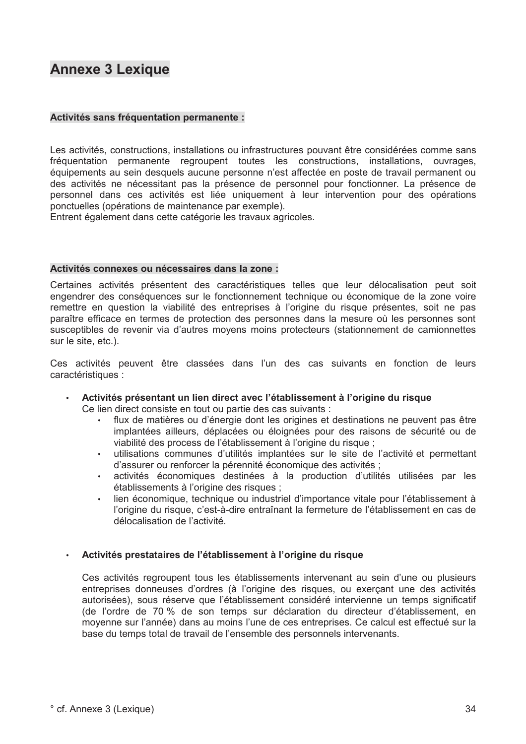# Annexe 3 Lexique

**Activités sans fréquentation permanente :**

Les activités, constructions, installations ou infrastructures pouvant être considérées comme sans fréquentation permanente regroupent toutes les constructions, installations, ouvrages, équipements au sein desquels aucune personne n'est affectée en poste de travail permanent ou des activités ne nécessitant pas la présence de personnel pour fonctionner. La présence de personnel dans ces activités est liée uniquement à leur intervention pour des opérations ponctuelles (opérations de maintenance par exemple).
Entrent également dans cette catégorie les travaux agricoles.

**Activités connexes ou nécessaires dans la zone :**

Certaines activités présentent des caractéristiques telles que leur délocalisation peut soit engendrer des conséquences sur le fonctionnement technique ou économique de la zone voire remettre en question la viabilité des entreprises à l'origine du risque présentes, soit ne pas paraître efficace en termes de protection des personnes dans la mesure où les personnes sont susceptibles de revenir via d'autres moyens moins protecteurs (stationnement de camionnettes sur le site, etc.).

Ces activités peuvent être classées dans l'un des cas suivants en fonction de leurs caractéristiques :

- **Activités présentant un lien direct avec l'établissement à l'origine du risque**
  Ce lien direct consiste en tout ou partie des cas suivants :
  - flux de matières ou d'énergie dont les origines et destinations ne peuvent pas être implantées ailleurs, déplacées ou éloignées pour des raisons de sécurité ou de viabilité des process de l'établissement à l'origine du risque ;
  - utilisations communes d'utilités implantées sur le site de l'activité et permettant d'assurer ou renforcer la pérennité économique des activités ;
  - activités économiques destinées à la production d'utilités utilisées par les établissements à l'origine des risques ;
  - lien économique, technique ou industriel d'importance vitale pour l'établissement à l'origine du risque, c'est-à-dire entraînant la fermeture de l'établissement en cas de délocalisation de l'activité.

- **Activités prestataires de l'établissement à l'origine du risque**

  Ces activités regroupent tous les établissements intervenant au sein d'une ou plusieurs entreprises donneuses d'ordres (à l'origine des risques, ou exerçant une des activités autorisées), sous réserve que l'établissement considéré intervienne un temps significatif (de l'ordre de 70 % de son temps sur déclaration du directeur d'établissement, en moyenne sur l'année) dans au moins l'une de ces entreprises. Ce calcul est effectué sur la base du temps total de travail de l'ensemble des personnels intervenants.

° cf. Annexe 3 (Lexique)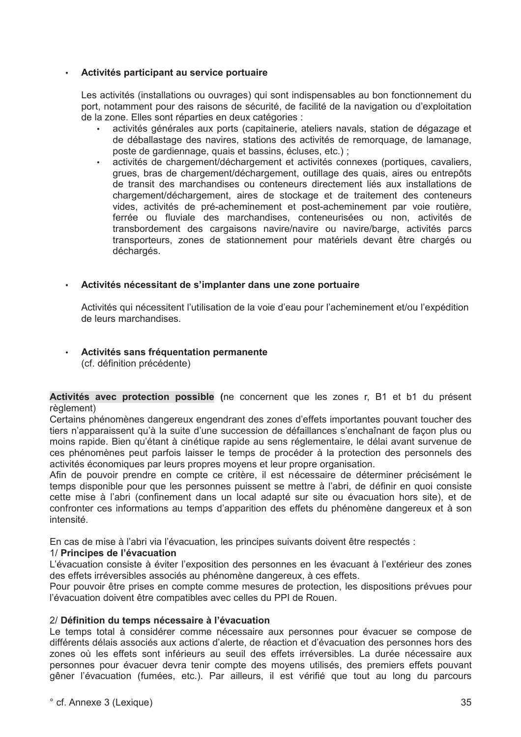- **Activités participant au service portuaire**

  Les activités (installations ou ouvrages) qui sont indispensables au bon fonctionnement du port, notamment pour des raisons de sécurité, de facilité de la navigation ou d'exploitation de la zone. Elles sont réparties en deux catégories :
  - activités générales aux ports (capitainerie, ateliers navals, station de dégazage et de déballastage des navires, stations des activités de remorquage, de lamanage, poste de gardiennage, quais et bassins, écluses, etc.) ;
  - activités de chargement/déchargement et activités connexes (portiques, cavaliers, grues, bras de chargement/déchargement, outillage des quais, aires ou entrepôts de transit des marchandises ou conteneurs directement liés aux installations de chargement/déchargement, aires de stockage et de traitement des conteneurs vides, activités de pré-acheminement et post-acheminement par voie routière, ferrée ou fluviale des marchandises, conteneurisées ou non, activités de transbordement des cargaisons navire/navire ou navire/barge, activités parcs transporteurs, zones de stationnement pour matériels devant être chargés ou déchargés.

- **Activités nécessitant de s'implanter dans une zone portuaire**

  Activités qui nécessitent l'utilisation de la voie d'eau pour l'acheminement et/ou l'expédition de leurs marchandises.

- **Activités sans fréquentation permanente**
  (cf. définition précédente)

**Activités avec protection possible (**ne concernent que les zones r, B1 et b1 du présent règlement)
Certains phénomènes dangereux engendrant des zones d'effets importantes pouvant toucher des tiers n'apparaissent qu'à la suite d'une succession de défaillances s'enchaînant de façon plus ou moins rapide. Bien qu'étant à cinétique rapide au sens réglementaire, le délai avant survenue de ces phénomènes peut parfois laisser le temps de procéder à la protection des personnels des activités économiques par leurs propres moyens et leur propre organisation.
Afin de pouvoir prendre en compte ce critère, il est nécessaire de déterminer précisément le temps disponible pour que les personnes puissent se mettre à l'abri, de définir en quoi consiste cette mise à l'abri (confinement dans un local adapté sur site ou évacuation hors site), et de confronter ces informations au temps d'apparition des effets du phénomène dangereux et à son intensité.

En cas de mise à l'abri via l'évacuation, les principes suivants doivent être respectés :
1/ **Principes de l'évacuation**
L'évacuation consiste à éviter l'exposition des personnes en les évacuant à l'extérieur des zones des effets irréversibles associés au phénomène dangereux, à ces effets.
Pour pouvoir être prises en compte comme mesures de protection, les dispositions prévues pour l'évacuation doivent être compatibles avec celles du PPI de Rouen.

2/ **Définition du temps nécessaire à l'évacuation**
Le temps total à considérer comme nécessaire aux personnes pour évacuer se compose de différents délais associés aux actions d'alerte, de réaction et d'évacuation des personnes hors des zones où les effets sont inférieurs au seuil des effets irréversibles. La durée nécessaire aux personnes pour évacuer devra tenir compte des moyens utilisés, des premiers effets pouvant gêner l'évacuation (fumées, etc.). Par ailleurs, il est vérifié que tout au long du parcours

° cf. Annexe 3 (Lexique)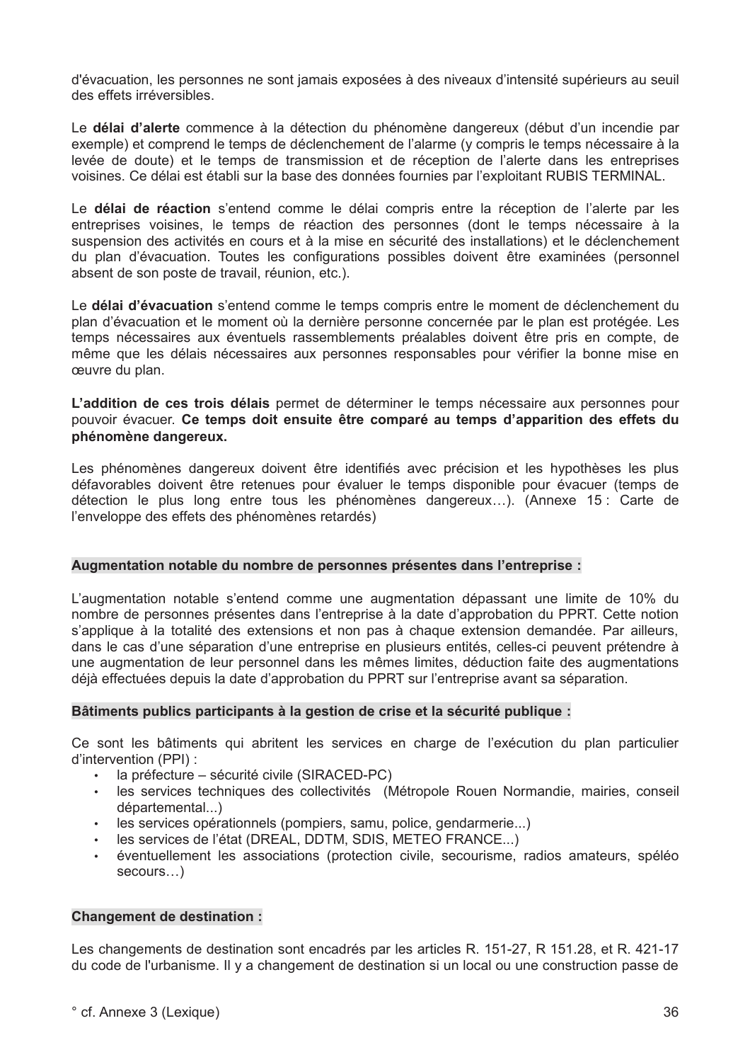d'évacuation, les personnes ne sont jamais exposées à des niveaux d'intensité supérieurs au seuil des effets irréversibles.

Le **délai d'alerte** commence à la détection du phénomène dangereux (début d'un incendie par exemple) et comprend le temps de déclenchement de l'alarme (y compris le temps nécessaire à la levée de doute) et le temps de transmission et de réception de l'alerte dans les entreprises voisines. Ce délai est établi sur la base des données fournies par l'exploitant RUBIS TERMINAL.

Le **délai de réaction** s'entend comme le délai compris entre la réception de l'alerte par les entreprises voisines, le temps de réaction des personnes (dont le temps nécessaire à la suspension des activités en cours et à la mise en sécurité des installations) et le déclenchement du plan d'évacuation. Toutes les configurations possibles doivent être examinées (personnel absent de son poste de travail, réunion, etc.).

Le **délai d'évacuation** s'entend comme le temps compris entre le moment de déclenchement du plan d'évacuation et le moment où la dernière personne concernée par le plan est protégée. Les temps nécessaires aux éventuels rassemblements préalables doivent être pris en compte, de même que les délais nécessaires aux personnes responsables pour vérifier la bonne mise en œuvre du plan.

**L'addition de ces trois délais** permet de déterminer le temps nécessaire aux personnes pour pouvoir évacuer. **Ce temps doit ensuite être comparé au temps d'apparition des effets du phénomène dangereux.**

Les phénomènes dangereux doivent être identifiés avec précision et les hypothèses les plus défavorables doivent être retenues pour évaluer le temps disponible pour évacuer (temps de détection le plus long entre tous les phénomènes dangereux…). (Annexe 15 : Carte de l'enveloppe des effets des phénomènes retardés)

**Augmentation notable du nombre de personnes présentes dans l'entreprise :**

L'augmentation notable s'entend comme une augmentation dépassant une limite de 10% du nombre de personnes présentes dans l'entreprise à la date d'approbation du PPRT. Cette notion s'applique à la totalité des extensions et non pas à chaque extension demandée. Par ailleurs, dans le cas d'une séparation d'une entreprise en plusieurs entités, celles-ci peuvent prétendre à une augmentation de leur personnel dans les mêmes limites, déduction faite des augmentations déjà effectuées depuis la date d'approbation du PPRT sur l'entreprise avant sa séparation.

**Bâtiments publics participants à la gestion de crise et la sécurité publique :**

Ce sont les bâtiments qui abritent les services en charge de l'exécution du plan particulier d'intervention (PPI) :

- la préfecture – sécurité civile (SIRACED-PC)
- les services techniques des collectivités (Métropole Rouen Normandie, mairies, conseil départemental...)
- les services opérationnels (pompiers, samu, police, gendarmerie...)
- les services de l'état (DREAL, DDTM, SDIS, METEO FRANCE...)
- éventuellement les associations (protection civile, secourisme, radios amateurs, spéléo secours…)

**Changement de destination :**

Les changements de destination sont encadrés par les articles R. 151-27, R 151.28, et R. 421-17 du code de l'urbanisme. Il y a changement de destination si un local ou une construction passe de

° cf. Annexe 3 (Lexique)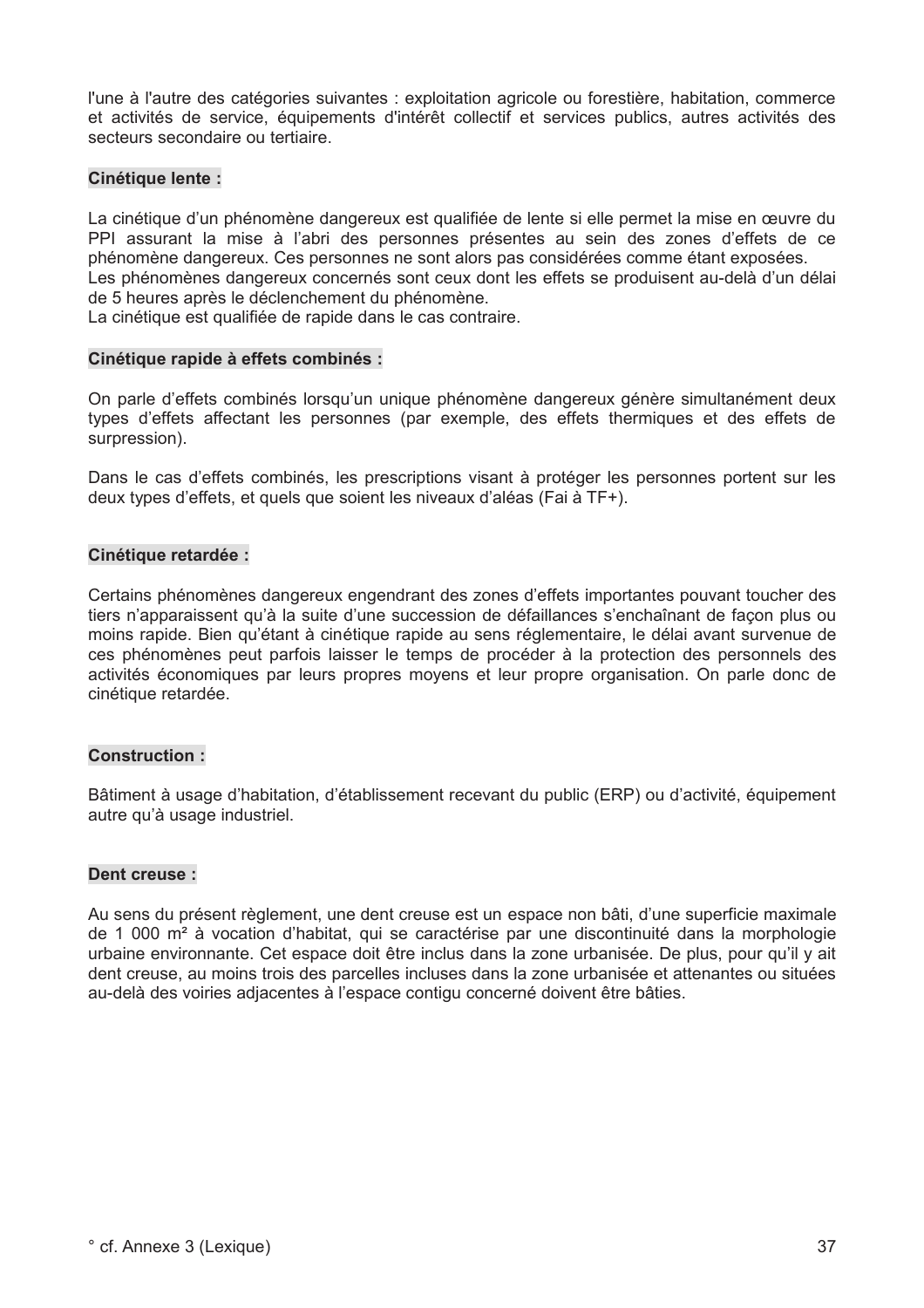l'une à l'autre des catégories suivantes : exploitation agricole ou forestière, habitation, commerce et activités de service, équipements d'intérêt collectif et services publics, autres activités des secteurs secondaire ou tertiaire.

**Cinétique lente :**

La cinétique d'un phénomène dangereux est qualifiée de lente si elle permet la mise en œuvre du PPI assurant la mise à l'abri des personnes présentes au sein des zones d'effets de ce phénomène dangereux. Ces personnes ne sont alors pas considérées comme étant exposées.
Les phénomènes dangereux concernés sont ceux dont les effets se produisent au-delà d'un délai de 5 heures après le déclenchement du phénomène.
La cinétique est qualifiée de rapide dans le cas contraire.

**Cinétique rapide à effets combinés :**

On parle d'effets combinés lorsqu'un unique phénomène dangereux génère simultanément deux types d'effets affectant les personnes (par exemple, des effets thermiques et des effets de surpression).

Dans le cas d'effets combinés, les prescriptions visant à protéger les personnes portent sur les deux types d'effets, et quels que soient les niveaux d'aléas (Fai à TF+).

**Cinétique retardée :**

Certains phénomènes dangereux engendrant des zones d'effets importantes pouvant toucher des tiers n'apparaissent qu'à la suite d'une succession de défaillances s'enchaînant de façon plus ou moins rapide. Bien qu'étant à cinétique rapide au sens réglementaire, le délai avant survenue de ces phénomènes peut parfois laisser le temps de procéder à la protection des personnels des activités économiques par leurs propres moyens et leur propre organisation. On parle donc de cinétique retardée.

**Construction :**

Bâtiment à usage d'habitation, d'établissement recevant du public (ERP) ou d'activité, équipement autre qu'à usage industriel.

**Dent creuse :**

Au sens du présent règlement, une dent creuse est un espace non bâti, d'une superficie maximale de 1 000 m² à vocation d'habitat, qui se caractérise par une discontinuité dans la morphologie urbaine environnante. Cet espace doit être inclus dans la zone urbanisée. De plus, pour qu'il y ait dent creuse, au moins trois des parcelles incluses dans la zone urbanisée et attenantes ou situées au-delà des voiries adjacentes à l'espace contigu concerné doivent être bâties.

° cf. Annexe 3 (Lexique)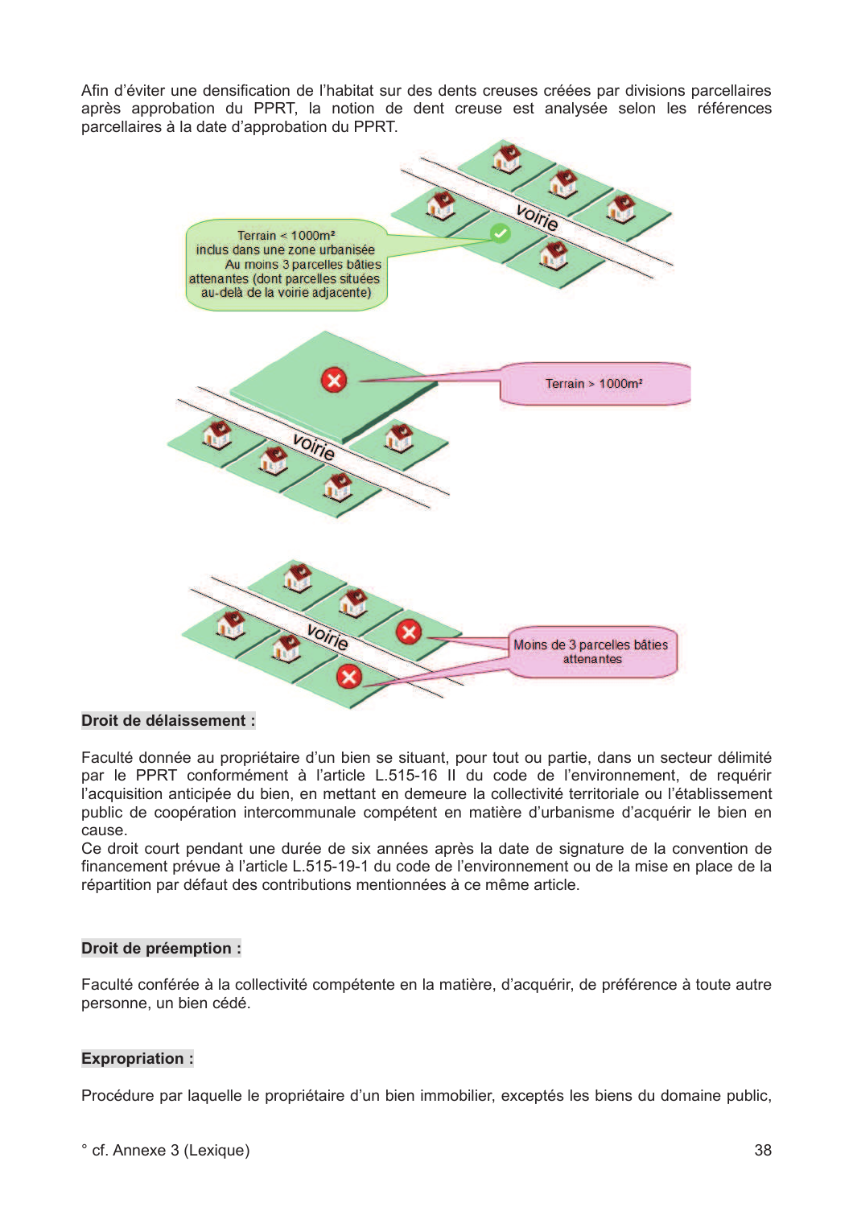Afin d'éviter une densification de l'habitat sur des dents creuses créées par divisions parcellaires après approbation du PPRT, la notion de dent creuse est analysée selon les références parcellaires à la date d'approbation du PPRT.

Terrain < 1000m²
inclus dans une zone urbanisée
Au moins 3 parcelles bâties attenantes (dont parcelles situées au-delà de la voirie adjacente)

voirie

Terrain > 1000m²

voirie

voirie

Moins de 3 parcelles bâties attenantes

**Droit de délaissement :**

Faculté donnée au propriétaire d'un bien se situant, pour tout ou partie, dans un secteur délimité par le PPRT conformément à l'article L.515-16 II du code de l'environnement, de requérir l'acquisition anticipée du bien, en mettant en demeure la collectivité territoriale ou l'établissement public de coopération intercommunale compétent en matière d'urbanisme d'acquérir le bien en cause.
Ce droit court pendant une durée de six années après la date de signature de la convention de financement prévue à l'article L.515-19-1 du code de l'environnement ou de la mise en place de la répartition par défaut des contributions mentionnées à ce même article.

**Droit de préemption :**

Faculté conférée à la collectivité compétente en la matière, d'acquérir, de préférence à toute autre personne, un bien cédé.

**Expropriation :**

Procédure par laquelle le propriétaire d'un bien immobilier, exceptés les biens du domaine public,

° cf. Annexe 3 (Lexique)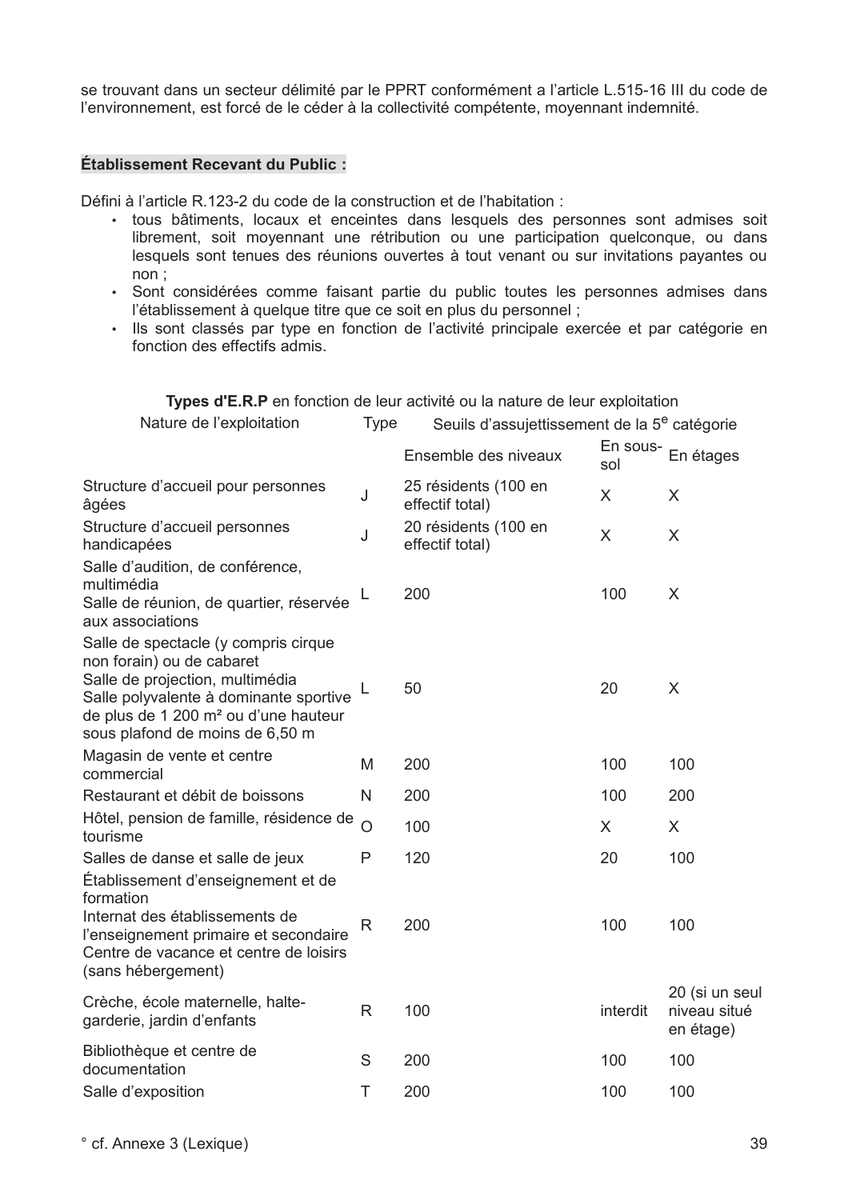se trouvant dans un secteur délimité par le PPRT conformément a l'article L.515-16 III du code de l'environnement, est forcé de le céder à la collectivité compétente, moyennant indemnité.

**Établissement Recevant du Public :**

Défini à l'article R.123-2 du code de la construction et de l'habitation :

- tous bâtiments, locaux et enceintes dans lesquels des personnes sont admises soit librement, soit moyennant une rétribution ou une participation quelconque, ou dans lesquels sont tenues des réunions ouvertes à tout venant ou sur invitations payantes ou non ;
- Sont considérées comme faisant partie du public toutes les personnes admises dans l'établissement à quelque titre que ce soit en plus du personnel ;
- Ils sont classés par type en fonction de l'activité principale exercée et par catégorie en fonction des effectifs admis.

**Types d'E.R.P** en fonction de leur activité ou la nature de leur exploitation

| Nature de l'exploitation | Type | Seuils d'assujettissement de la 5e catégorie | | |
|---|---|---|---|---|
| | | Ensemble des niveaux | En sous-sol | En étages |
| Structure d'accueil pour personnes âgées | J | 25 résidents (100 en effectif total) | X | X |
| Structure d'accueil personnes handicapées | J | 20 résidents (100 en effectif total) | X | X |
| Salle d'audition, de conférence, multimédia<br>Salle de réunion, de quartier, réservée aux associations | L | 200 | 100 | X |
| Salle de spectacle (y compris cirque non forain) ou de cabaret<br>Salle de projection, multimédia<br>Salle polyvalente à dominante sportive de plus de 1 200 m² ou d'une hauteur sous plafond de moins de 6,50 m | L | 50 | 20 | X |
| Magasin de vente et centre commercial | M | 200 | 100 | 100 |
| Restaurant et débit de boissons | N | 200 | 100 | 200 |
| Hôtel, pension de famille, résidence de tourisme | O | 100 | X | X |
| Salles de danse et salle de jeux | P | 120 | 20 | 100 |
| Établissement d'enseignement et de formation<br>Internat des établissements de l'enseignement primaire et secondaire<br>Centre de vacance et centre de loisirs (sans hébergement) | R | 200 | 100 | 100 |
| Crèche, école maternelle, halte-garderie, jardin d'enfants | R | 100 | interdit | 20 (si un seul niveau situé en étage) |
| Bibliothèque et centre de documentation | S | 200 | 100 | 100 |
| Salle d'exposition | T | 200 | 100 | 100 |

° cf. Annexe 3 (Lexique)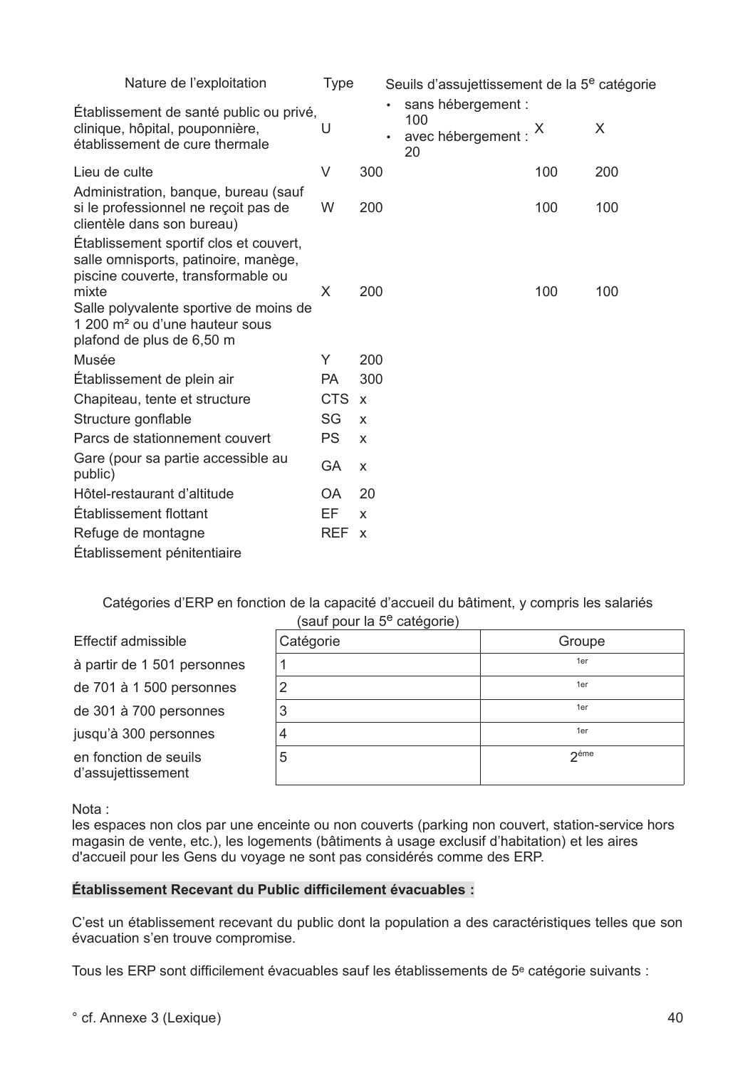| Nature de l'exploitation | Type | Seuils d'assujettissement de la 5e catégorie | | |
|---|---|---|---|---|
| Établissement de santé public ou privé, clinique, hôpital, pouponnière, établissement de cure thermale | U | • sans hébergement : 100<br>• avec hébergement : 20 | X | X |
| Lieu de culte | V | 300 | 100 | 200 |
| Administration, banque, bureau (sauf si le professionnel ne reçoit pas de clientèle dans son bureau) | W | 200 | 100 | 100 |
| Établissement sportif clos et couvert, salle omnisports, patinoire, manège, piscine couverte, transformable ou mixte<br>Salle polyvalente sportive de moins de 1 200 m² ou d'une hauteur sous plafond de plus de 6,50 m | X | 200 | 100 | 100 |
| Musée | Y | 200 | | |
| Établissement de plein air | PA | 300 | | |
| Chapiteau, tente et structure | CTS | x | | |
| Structure gonflable | SG | x | | |
| Parcs de stationnement couvert | PS | x | | |
| Gare (pour sa partie accessible au public) | GA | x | | |
| Hôtel-restaurant d'altitude | OA | 20 | | |
| Établissement flottant | EF | x | | |
| Refuge de montagne | REF | x | | |
| Établissement pénitentiaire | | | | |

Catégories d'ERP en fonction de la capacité d'accueil du bâtiment, y compris les salariés (sauf pour la 5e catégorie)

| Effectif admissible | Catégorie | Groupe |
|---|---|---|
| à partir de 1 501 personnes | 1 | 1er |
| de 701 à 1 500 personnes | 2 | 1er |
| de 301 à 700 personnes | 3 | 1er |
| jusqu'à 300 personnes | 4 | 1er |
| en fonction de seuils d'assujettissement | 5 | 2éme |

Nota :
les espaces non clos par une enceinte ou non couverts (parking non couvert, station-service hors magasin de vente, etc.), les logements (bâtiments à usage exclusif d'habitation) et les aires d'accueil pour les Gens du voyage ne sont pas considérés comme des ERP.

**Établissement Recevant du Public difficilement évacuables :**

C'est un établissement recevant du public dont la population a des caractéristiques telles que son évacuation s'en trouve compromise.

Tous les ERP sont difficilement évacuables sauf les établissements de 5e catégorie suivants :

° cf. Annexe 3 (Lexique)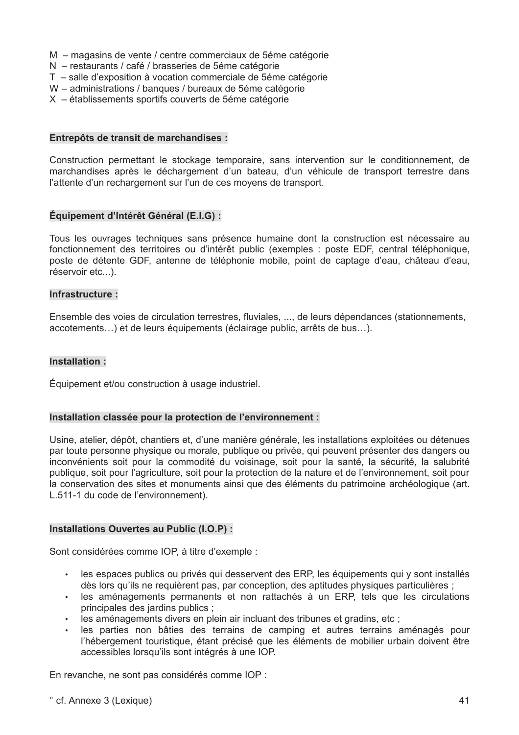M – magasins de vente / centre commerciaux de 5éme catégorie
N – restaurants / café / brasseries de 5éme catégorie
T – salle d'exposition à vocation commerciale de 5éme catégorie
W – administrations / banques / bureaux de 5éme catégorie
X – établissements sportifs couverts de 5éme catégorie

**Entrepôts de transit de marchandises :**

Construction permettant le stockage temporaire, sans intervention sur le conditionnement, de marchandises après le déchargement d'un bateau, d'un véhicule de transport terrestre dans l'attente d'un rechargement sur l'un de ces moyens de transport.

**Équipement d'Intérêt Général (E.I.G) :**

Tous les ouvrages techniques sans présence humaine dont la construction est nécessaire au fonctionnement des territoires ou d'intérêt public (exemples : poste EDF, central téléphonique, poste de détente GDF, antenne de téléphonie mobile, point de captage d'eau, château d'eau, réservoir etc...).

**Infrastructure :**

Ensemble des voies de circulation terrestres, fluviales, ..., de leurs dépendances (stationnements, accotements…) et de leurs équipements (éclairage public, arrêts de bus…).

**Installation :**

Équipement et/ou construction à usage industriel.

**Installation classée pour la protection de l'environnement :**

Usine, atelier, dépôt, chantiers et, d'une manière générale, les installations exploitées ou détenues par toute personne physique ou morale, publique ou privée, qui peuvent présenter des dangers ou inconvénients soit pour la commodité du voisinage, soit pour la santé, la sécurité, la salubrité publique, soit pour l'agriculture, soit pour la protection de la nature et de l'environnement, soit pour la conservation des sites et monuments ainsi que des éléments du patrimoine archéologique (art. L.511-1 du code de l'environnement).

**Installations Ouvertes au Public (I.O.P) :**

Sont considérées comme IOP, à titre d'exemple :

- les espaces publics ou privés qui desservent des ERP, les équipements qui y sont installés dès lors qu'ils ne requièrent pas, par conception, des aptitudes physiques particulières ;
- les aménagements permanents et non rattachés à un ERP, tels que les circulations principales des jardins publics ;
- les aménagements divers en plein air incluant des tribunes et gradins, etc ;
- les parties non bâties des terrains de camping et autres terrains aménagés pour l'hébergement touristique, étant précisé que les éléments de mobilier urbain doivent être accessibles lorsqu'ils sont intégrés à une IOP.

En revanche, ne sont pas considérés comme IOP :

° cf. Annexe 3 (Lexique)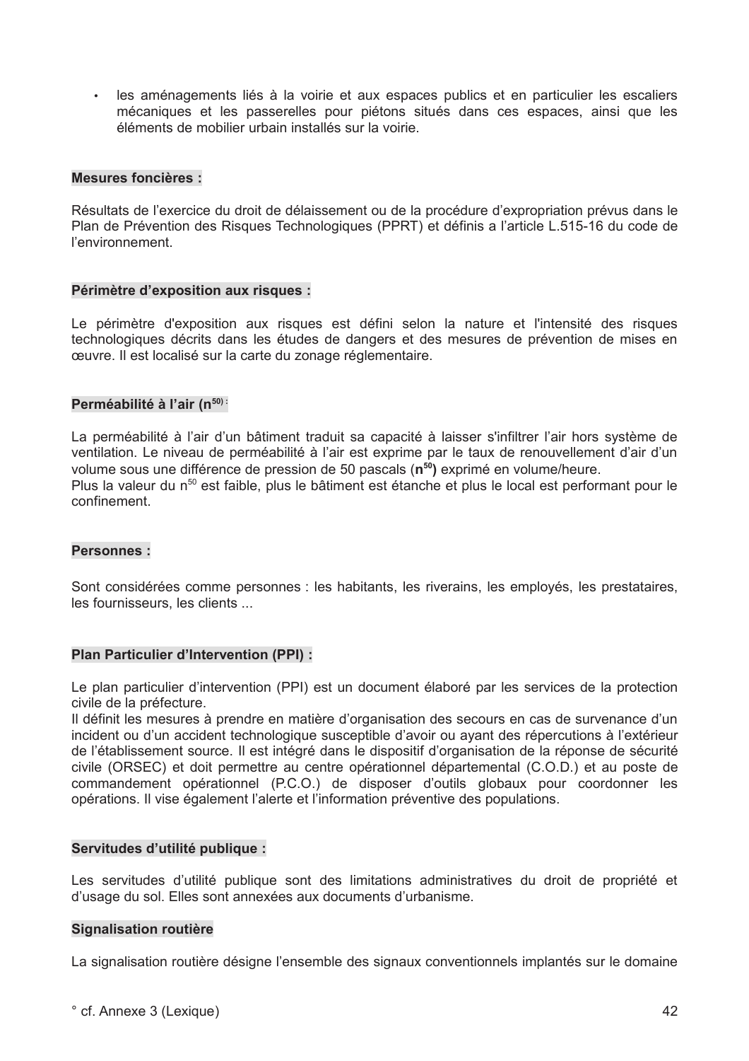- les aménagements liés à la voirie et aux espaces publics et en particulier les escaliers mécaniques et les passerelles pour piétons situés dans ces espaces, ainsi que les éléments de mobilier urbain installés sur la voirie.

**Mesures foncières :**

Résultats de l'exercice du droit de délaissement ou de la procédure d'expropriation prévus dans le Plan de Prévention des Risques Technologiques (PPRT) et définis a l'article L.515-16 du code de l'environnement.

**Périmètre d'exposition aux risques :**

Le périmètre d'exposition aux risques est défini selon la nature et l'intensité des risques technologiques décrits dans les études de dangers et des mesures de prévention de mises en œuvre. Il est localisé sur la carte du zonage réglementaire.

**Perméabilité à l'air ($n^{50}$) :**

La perméabilité à l'air d'un bâtiment traduit sa capacité à laisser s'infiltrer l'air hors système de ventilation. Le niveau de perméabilité à l'air est exprime par le taux de renouvellement d'air d'un volume sous une différence de pression de 50 pascals (**$n^{50}$**) exprimé en volume/heure.
Plus la valeur du $n^{50}$ est faible, plus le bâtiment est étanche et plus le local est performant pour le confinement.

**Personnes :**

Sont considérées comme personnes : les habitants, les riverains, les employés, les prestataires, les fournisseurs, les clients ...

**Plan Particulier d'Intervention (PPI) :**

Le plan particulier d'intervention (PPI) est un document élaboré par les services de la protection civile de la préfecture.
Il définit les mesures à prendre en matière d'organisation des secours en cas de survenance d'un incident ou d'un accident technologique susceptible d'avoir ou ayant des répercutions à l'extérieur de l'établissement source. Il est intégré dans le dispositif d'organisation de la réponse de sécurité civile (ORSEC) et doit permettre au centre opérationnel départemental (C.O.D.) et au poste de commandement opérationnel (P.C.O.) de disposer d'outils globaux pour coordonner les opérations. Il vise également l'alerte et l'information préventive des populations.

**Servitudes d'utilité publique :**

Les servitudes d'utilité publique sont des limitations administratives du droit de propriété et d'usage du sol. Elles sont annexées aux documents d'urbanisme.

**Signalisation routière**

La signalisation routière désigne l'ensemble des signaux conventionnels implantés sur le domaine

° cf. Annexe 3 (Lexique)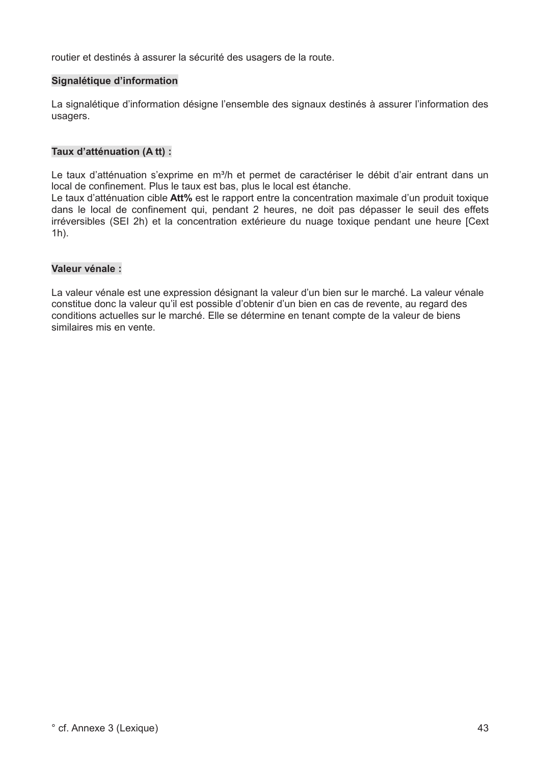routier et destinés à assurer la sécurité des usagers de la route.

**Signalétique d'information**

La signalétique d'information désigne l'ensemble des signaux destinés à assurer l'information des usagers.

**Taux d'atténuation (A tt) :**

Le taux d'atténuation s'exprime en $m^3/h$ et permet de caractériser le débit d'air entrant dans un local de confinement. Plus le taux est bas, plus le local est étanche.
Le taux d'atténuation cible **Att%** est le rapport entre la concentration maximale d'un produit toxique dans le local de confinement qui, pendant 2 heures, ne doit pas dépasser le seuil des effets irréversibles (SEI 2h) et la concentration extérieure du nuage toxique pendant une heure [Cext 1h).

**Valeur vénale :**

La valeur vénale est une expression désignant la valeur d'un bien sur le marché. La valeur vénale constitue donc la valeur qu'il est possible d'obtenir d'un bien en cas de revente, au regard des conditions actuelles sur le marché. Elle se détermine en tenant compte de la valeur de biens similaires mis en vente.

° cf. Annexe 3 (Lexique)